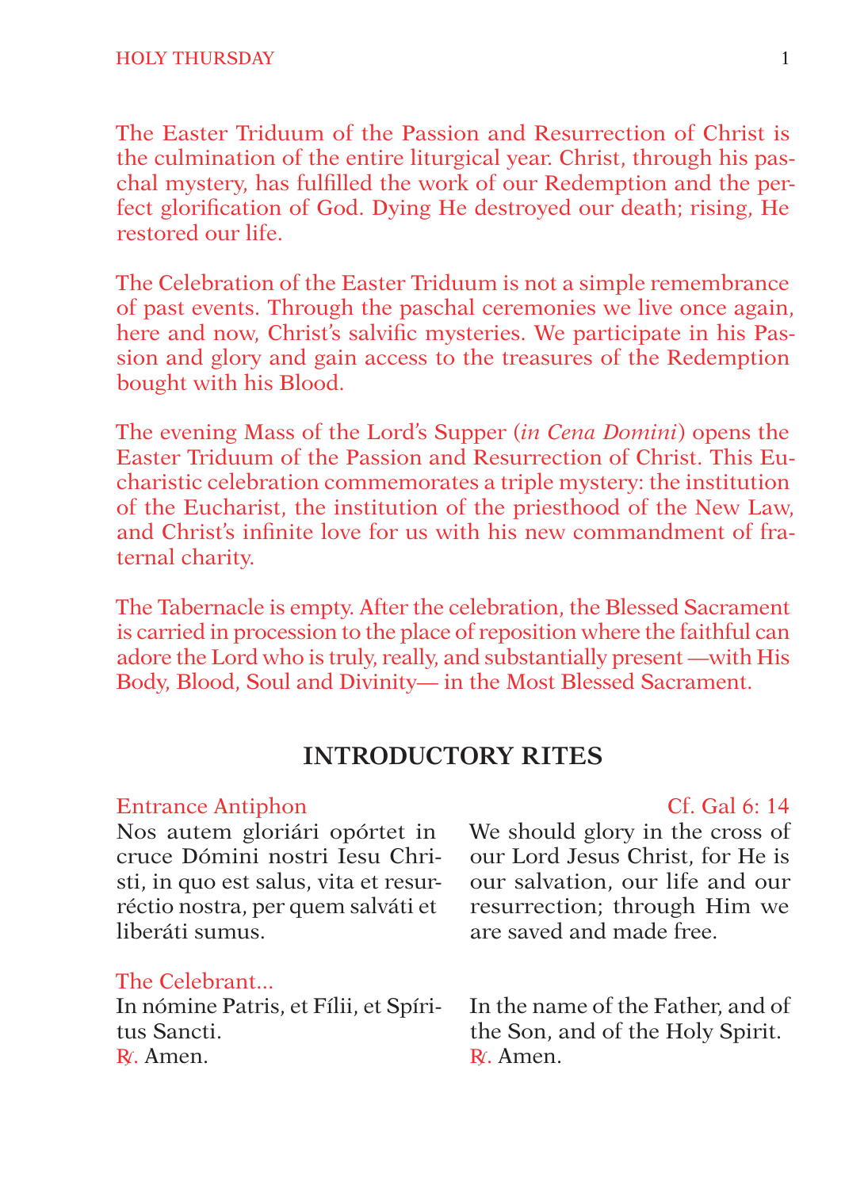The Easter Triduum of the Passion and Resurrection of Christ is the culmination of the entire liturgical year. Christ, through his paschal mystery, has fulfilled the work of our Redemption and the perfect glorification of God. Dying He destroyed our death; rising, He restored our life.

The Celebration of the Easter Triduum is not a simple remembrance of past events. Through the paschal ceremonies we live once again, here and now, Christ's salvific mysteries. We participate in his Passion and glory and gain access to the treasures of the Redemption bought with his Blood.

The evening Mass of the Lord's Supper (*in Cena Domini*) opens the Easter Triduum of the Passion and Resurrection of Christ. This Eucharistic celebration commemorates a triple mystery: the institution of the Eucharist, the institution of the priesthood of the New Law, and Christ's infinite love for us with his new commandment of fraternal charity.

The Tabernacle is empty. After the celebration, the Blessed Sacrament is carried in procession to the place of reposition where the faithful can adore the Lord who is truly, really, and substantially present —with His Body, Blood, Soul and Divinity— in the Most Blessed Sacrament.

## INTRODUCTORY RITES

Entrance Antiphon — Cf. Gal 6: 14

Nos autem gloriári opórtet in cruce Dómini nostri Iesu Christi, in quo est salus, vita et resurréctio nostra, per quem salváti et liberáti sumus.

We should glory in the cross of our Lord Jesus Christ, for He is our salvation, our life and our resurrection; through Him we are saved and made free.

The Celebrant...

In nómine Patris, et Fílii, et Spíritus Sancti.
℟. Amen.

In the name of the Father, and of the Son, and of the Holy Spirit.
℟. Amen.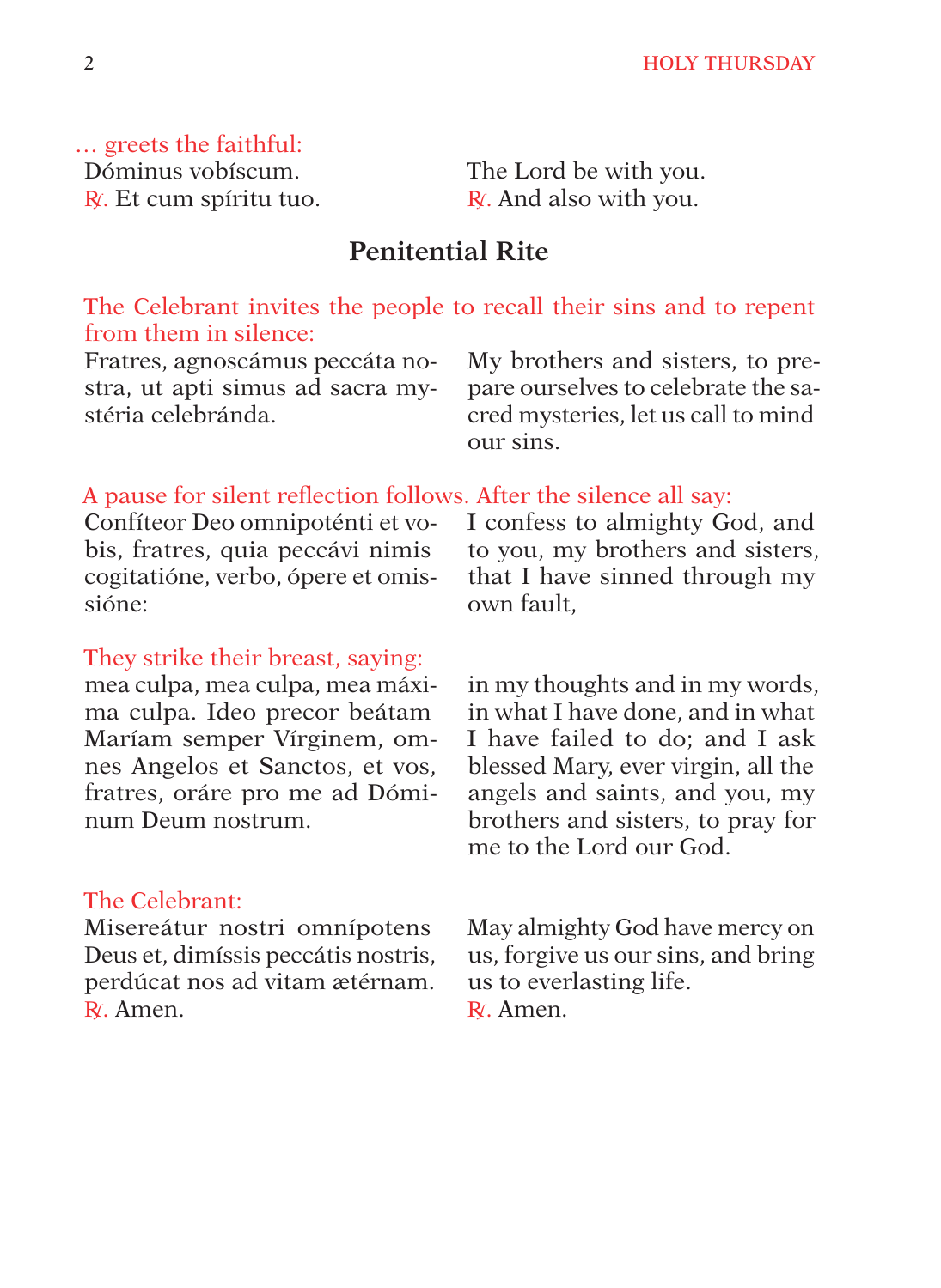*… greets the faithful:*

Dóminus vobíscum.
℟. Et cum spíritu tuo.

The Lord be with you.
℟. And also with you.

## Penitential Rite

*The Celebrant invites the people to recall their sins and to repent from them in silence:*

Fratres, agnoscámus peccáta nostra, ut apti simus ad sacra mystéria celebránda.

My brothers and sisters, to prepare ourselves to celebrate the sacred mysteries, let us call to mind our sins.

*A pause for silent reflection follows. After the silence all say:*

Confíteor Deo omnipoténti et vobis, fratres, quia peccávi nimis cogitatióne, verbo, ópere et omissióne:

I confess to almighty God, and to you, my brothers and sisters, that I have sinned through my own fault,

*They strike their breast, saying:*

mea culpa, mea culpa, mea máxima culpa. Ideo precor beátam Maríam semper Vírginem, omnes Angelos et Sanctos, et vos, fratres, oráre pro me ad Dóminum Deum nostrum.

in my thoughts and in my words, in what I have done, and in what I have failed to do; and I ask blessed Mary, ever virgin, all the angels and saints, and you, my brothers and sisters, to pray for me to the Lord our God.

*The Celebrant:*

Misereátur nostri omnípotens Deus et, dimíssis peccátis nostris, perdúcat nos ad vitam ætérnam.
℟. Amen.

May almighty God have mercy on us, forgive us our sins, and bring us to everlasting life.
℟. Amen.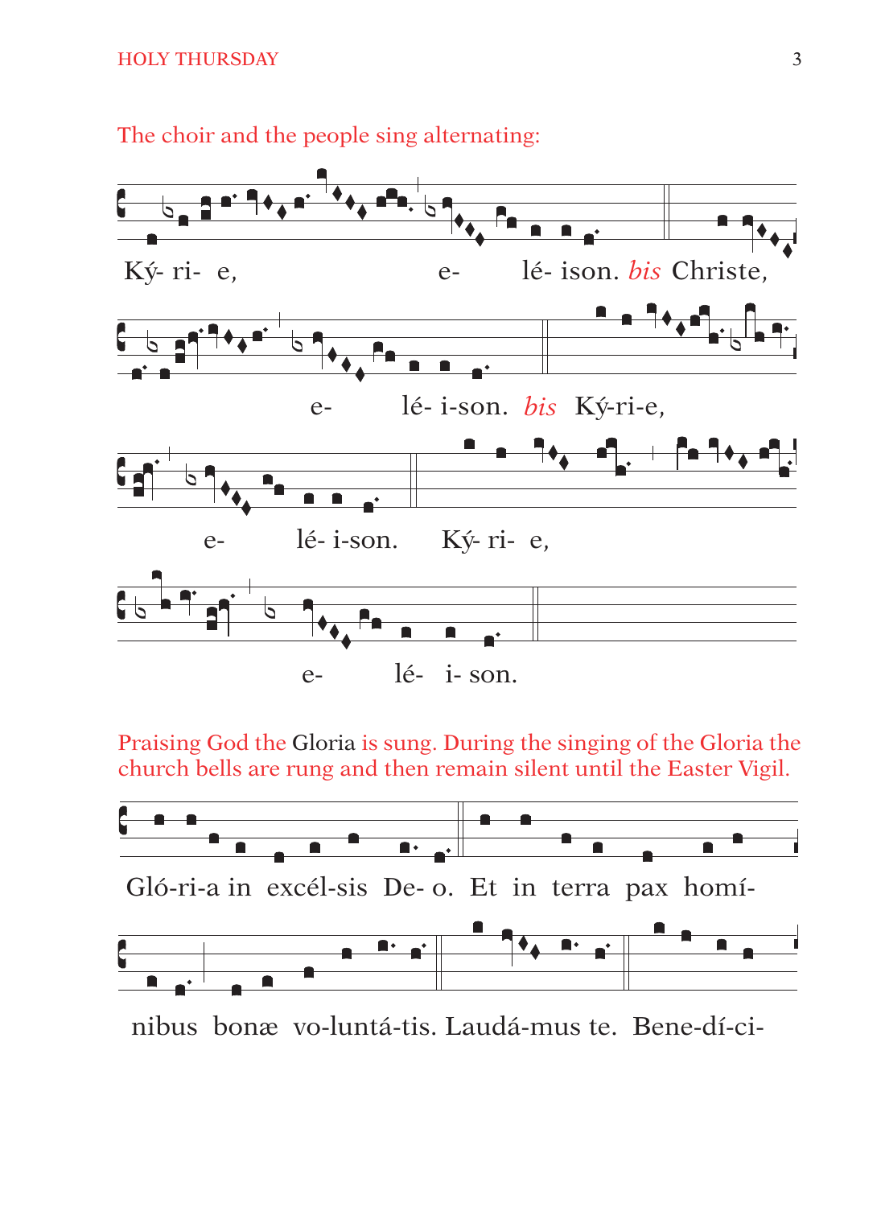The choir and the people sing alternating:

Ký- ri- e, e- lé- ison. *bis* Christe,

e- lé- i-son. *bis* Ký-ri-e,

e- lé- i-son. Ký- ri- e,

e- lé- i- son.

Praising God the Gloria is sung. During the singing of the Gloria the church bells are rung and then remain silent until the Easter Vigil.

Gló-ri-a in excél-sis De- o. Et in terra pax homí-

nibus bonæ vo-luntá-tis. Laudá-mus te. Bene-dí-ci-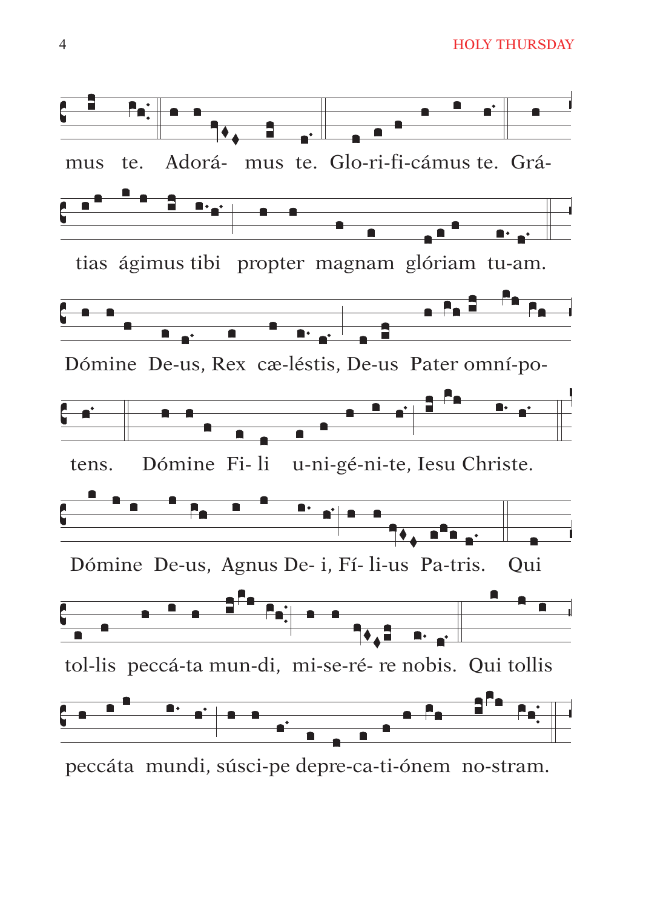mus te. Adorá- mus te. Glo-ri-fi-cámus te. Grá-

tias ágimus tibi propter magnam glóriam tu-am.

Dómine De-us, Rex cæ-léstis, De-us Pater omní-po-

tens. Dómine Fi- li u-ni-gé-ni-te, Iesu Christe.

Dómine De-us, Agnus De- i, Fí- li-us Pa-tris. Qui

tol-lis peccá-ta mun-di, mi-se-ré- re nobis. Qui tollis

peccáta mundi, súsci-pe depre-ca-ti-ónem no-stram.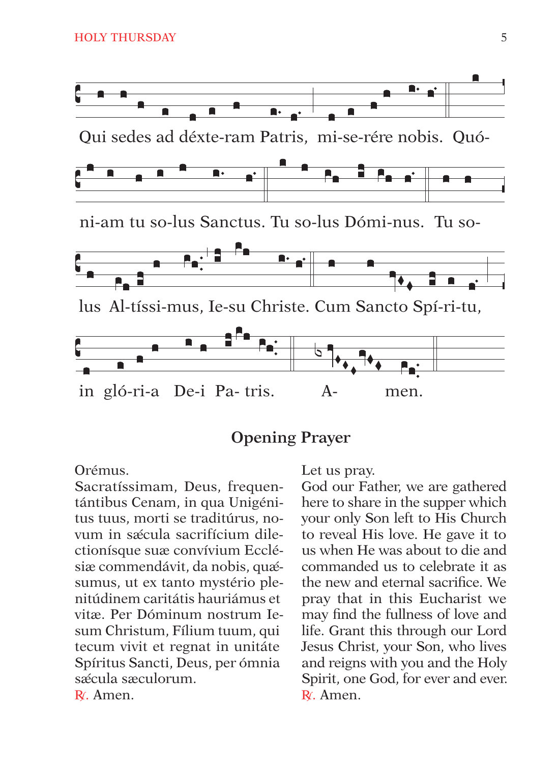Qui sedes ad déxte-ram Patris, mi-se-rére nobis. Quó-

ni-am tu so-lus Sanctus. Tu so-lus Dómi-nus. Tu so-

lus Al-tíssi-mus, Ie-su Christe. Cum Sancto Spí-ri-tu,

in gló-ri-a De-i Pa- tris. A- men.

## Opening Prayer

Orémus.
Sacratíssimam, Deus, frequentántibus Cenam, in qua Unigénitus tuus, morti se traditúrus, novum in sǽcula sacrifícium dilectionísque suæ convívium Ecclésiæ commendávit, da nobis, quǽsumus, ut ex tanto mystério plenitúdinem caritátis hauriámus et vitæ. Per Dóminum nostrum Iesum Christum, Fílium tuum, qui tecum vivit et regnat in unitáte Spíritus Sancti, Deus, per ómnia sǽcula sæculorum.
℟. Amen.

Let us pray.
God our Father, we are gathered here to share in the supper which your only Son left to His Church to reveal His love. He gave it to us when He was about to die and commanded us to celebrate it as the new and eternal sacrifice. We pray that in this Eucharist we may find the fullness of love and life. Grant this through our Lord Jesus Christ, your Son, who lives and reigns with you and the Holy Spirit, one God, for ever and ever.
℟. Amen.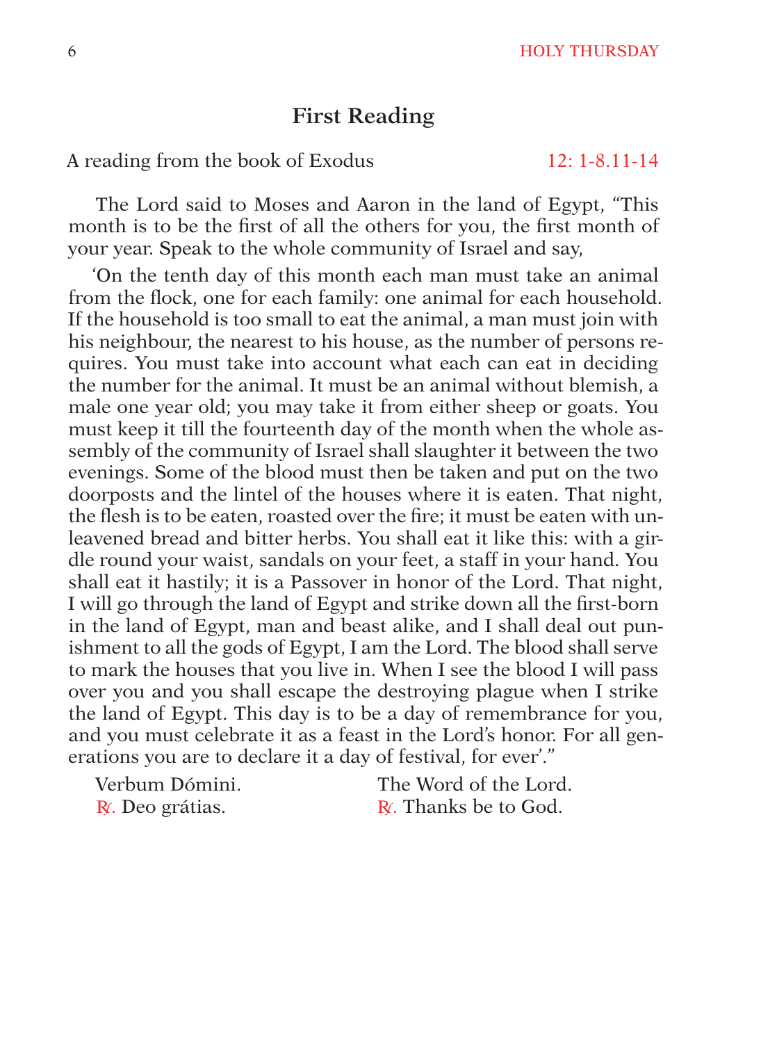## First Reading

A reading from the book of Exodus 12: 1-8.11-14

The Lord said to Moses and Aaron in the land of Egypt, "This month is to be the first of all the others for you, the first month of your year. Speak to the whole community of Israel and say,

'On the tenth day of this month each man must take an animal from the flock, one for each family: one animal for each household. If the household is too small to eat the animal, a man must join with his neighbour, the nearest to his house, as the number of persons requires. You must take into account what each can eat in deciding the number for the animal. It must be an animal without blemish, a male one year old; you may take it from either sheep or goats. You must keep it till the fourteenth day of the month when the whole assembly of the community of Israel shall slaughter it between the two evenings. Some of the blood must then be taken and put on the two doorposts and the lintel of the houses where it is eaten. That night, the flesh is to be eaten, roasted over the fire; it must be eaten with unleavened bread and bitter herbs. You shall eat it like this: with a girdle round your waist, sandals on your feet, a staff in your hand. You shall eat it hastily; it is a Passover in honor of the Lord. That night, I will go through the land of Egypt and strike down all the first-born in the land of Egypt, man and beast alike, and I shall deal out punishment to all the gods of Egypt, I am the Lord. The blood shall serve to mark the houses that you live in. When I see the blood I will pass over you and you shall escape the destroying plague when I strike the land of Egypt. This day is to be a day of remembrance for you, and you must celebrate it as a feast in the Lord's honor. For all generations you are to declare it a day of festival, for ever'."

| | |
|---|---|
| Verbum Dómini. | The Word of the Lord. |
| ℟. Deo grátias. | ℟. Thanks be to God. |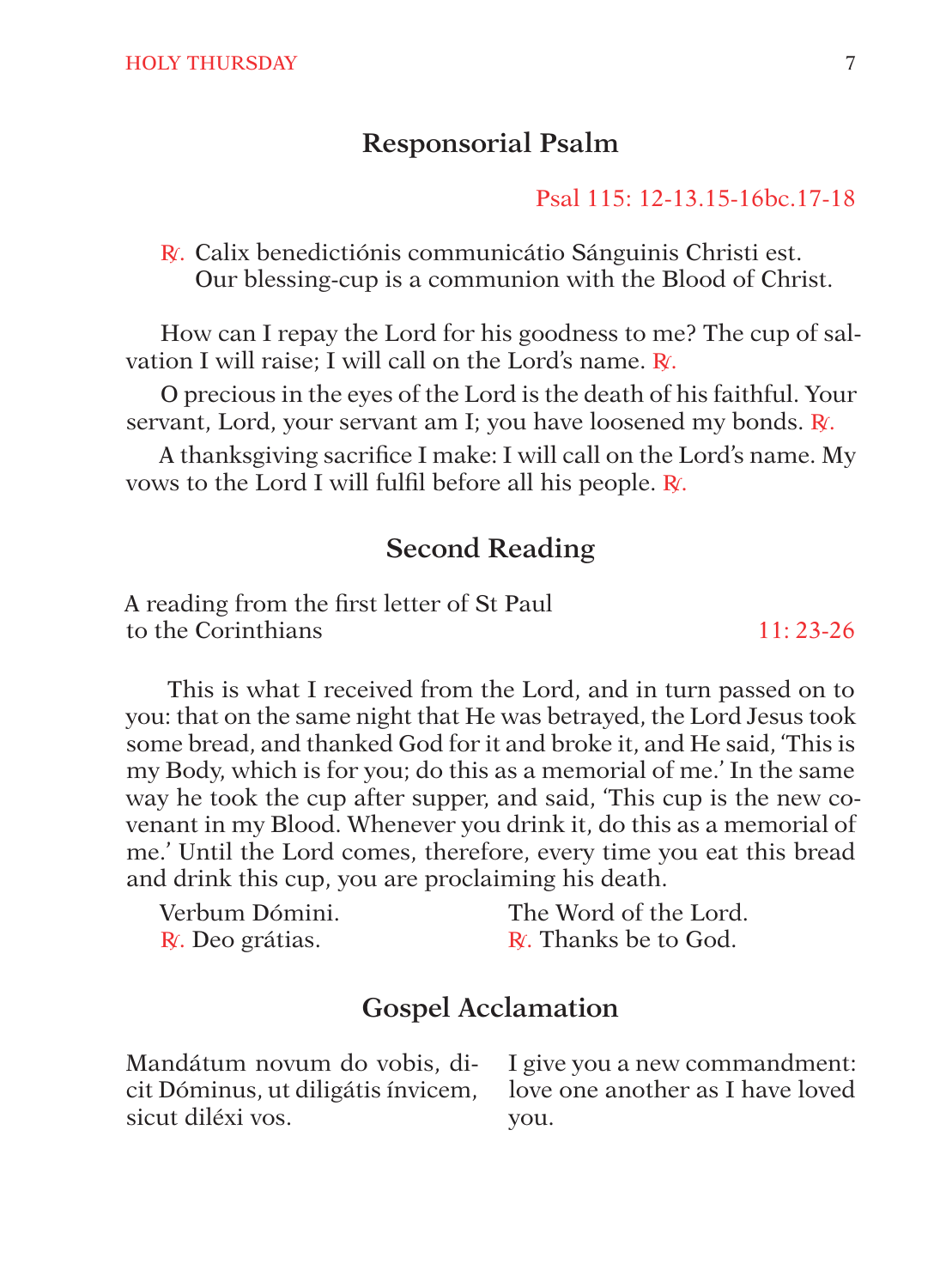## Responsorial Psalm

Psal 115: 12-13.15-16bc.17-18

℟. Calix benedictiónis communicátio Sánguinis Christi est.
Our blessing-cup is a communion with the Blood of Christ.

How can I repay the Lord for his goodness to me? The cup of salvation I will raise; I will call on the Lord's name. ℟.

O precious in the eyes of the Lord is the death of his faithful. Your servant, Lord, your servant am I; you have loosened my bonds. ℟.

A thanksgiving sacrifice I make: I will call on the Lord's name. My vows to the Lord I will fulfil before all his people. ℟.

## Second Reading

A reading from the first letter of St Paul to the Corinthians — 11: 23-26

This is what I received from the Lord, and in turn passed on to you: that on the same night that He was betrayed, the Lord Jesus took some bread, and thanked God for it and broke it, and He said, 'This is my Body, which is for you; do this as a memorial of me.' In the same way he took the cup after supper, and said, 'This cup is the new covenant in my Blood. Whenever you drink it, do this as a memorial of me.' Until the Lord comes, therefore, every time you eat this bread and drink this cup, you are proclaiming his death.

Verbum Dómini.
℟. Deo grátias.

The Word of the Lord.
℟. Thanks be to God.

## Gospel Acclamation

Mandátum novum do vobis, dicit Dóminus, ut diligátis ínvicem, sicut diléxi vos.

I give you a new commandment: love one another as I have loved you.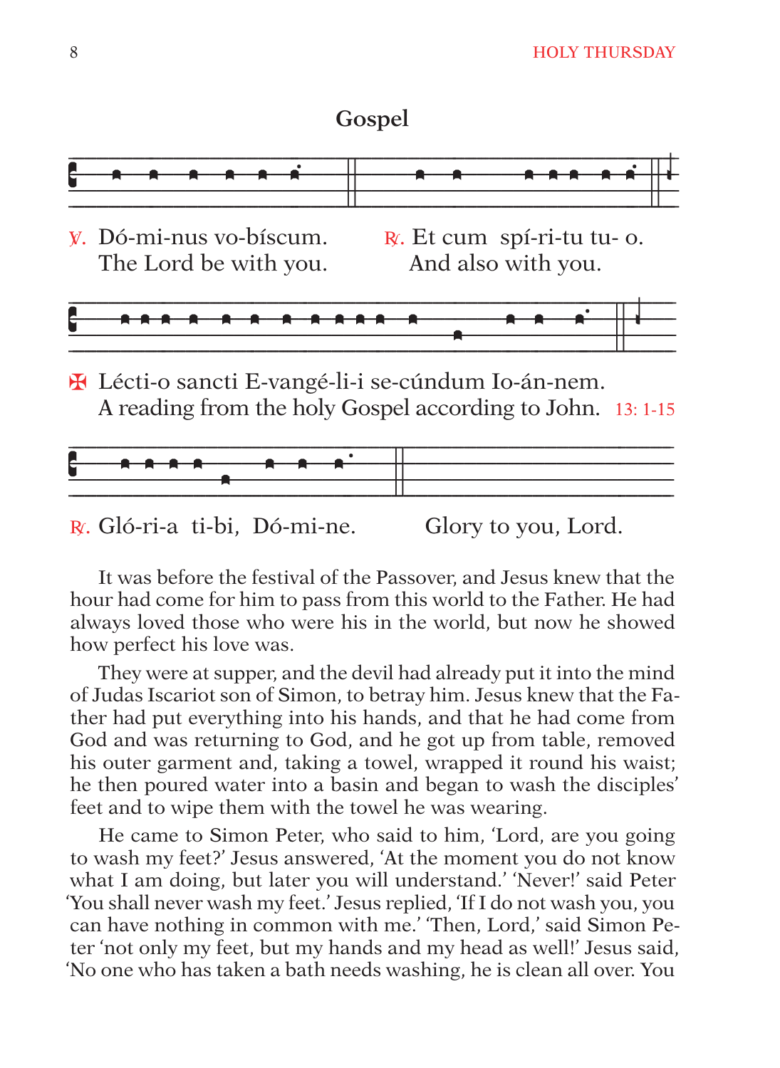## Gospel

℣. Dó-mi-nus vo-bíscum.
The Lord be with you.

℟. Et cum spí-ri-tu tu- o.
And also with you.

✠ Lécti-o sancti E-vangé-li-i se-cúndum Io-án-nem.
A reading from the holy Gospel according to John. 13: 1-15

℟. Gló-ri-a ti-bi, Dó-mi-ne. Glory to you, Lord.

It was before the festival of the Passover, and Jesus knew that the hour had come for him to pass from this world to the Father. He had always loved those who were his in the world, but now he showed how perfect his love was.

They were at supper, and the devil had already put it into the mind of Judas Iscariot son of Simon, to betray him. Jesus knew that the Father had put everything into his hands, and that he had come from God and was returning to God, and he got up from table, removed his outer garment and, taking a towel, wrapped it round his waist; he then poured water into a basin and began to wash the disciples' feet and to wipe them with the towel he was wearing.

He came to Simon Peter, who said to him, 'Lord, are you going to wash my feet?' Jesus answered, 'At the moment you do not know what I am doing, but later you will understand.' 'Never!' said Peter 'You shall never wash my feet.' Jesus replied, 'If I do not wash you, you can have nothing in common with me.' 'Then, Lord,' said Simon Peter 'not only my feet, but my hands and my head as well!' Jesus said, 'No one who has taken a bath needs washing, he is clean all over. You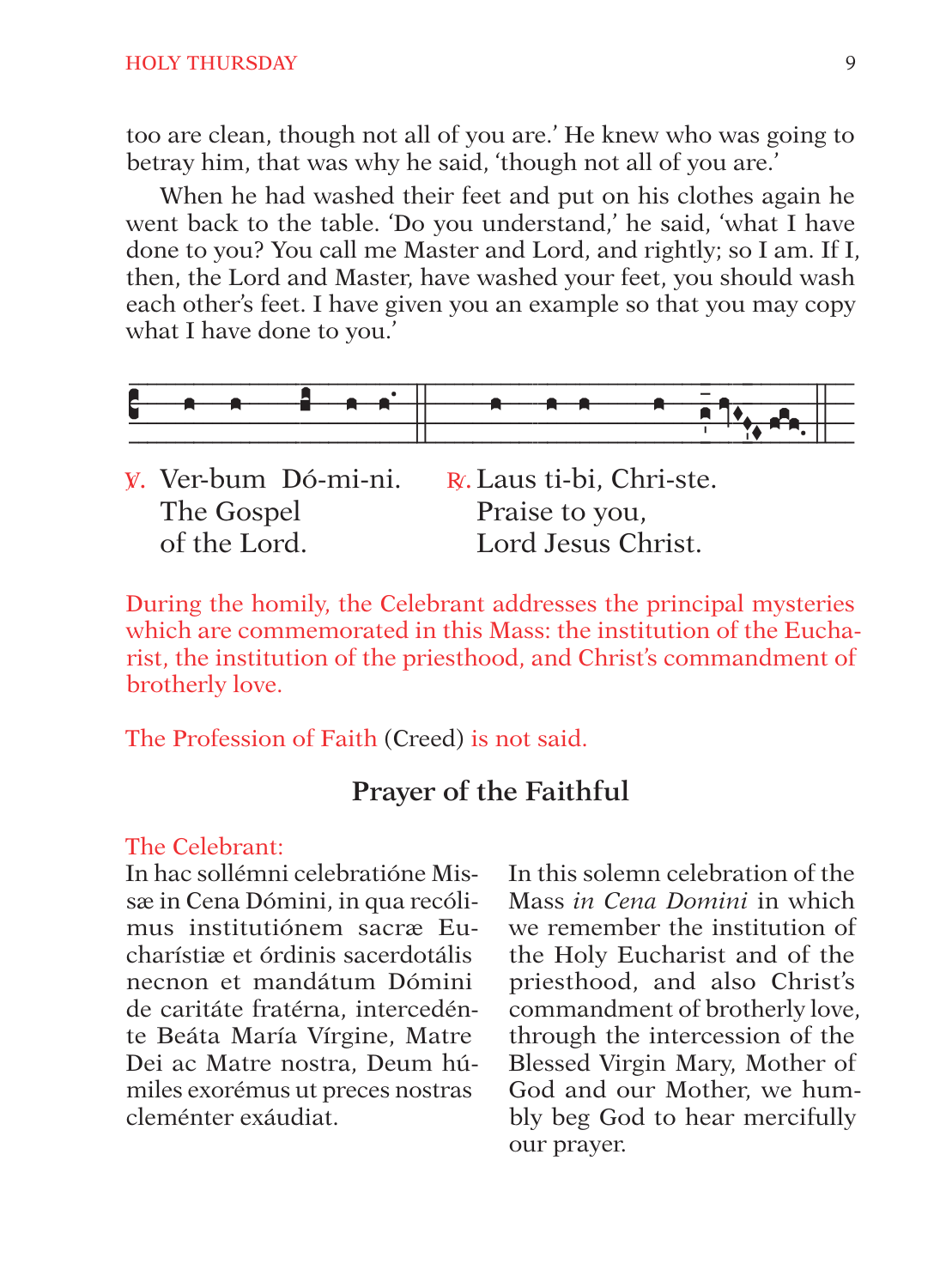too are clean, though not all of you are.' He knew who was going to betray him, that was why he said, 'though not all of you are.'

When he had washed their feet and put on his clothes again he went back to the table. 'Do you understand,' he said, 'what I have done to you? You call me Master and Lord, and rightly; so I am. If I, then, the Lord and Master, have washed your feet, you should wash each other's feet. I have given you an example so that you may copy what I have done to you.'

℣. Ver-bum Dó-mi-ni. The Gospel of the Lord.

℟. Laus ti-bi, Chri-ste. Praise to you, Lord Jesus Christ.

During the homily, the Celebrant addresses the principal mysteries which are commemorated in this Mass: the institution of the Eucharist, the institution of the priesthood, and Christ's commandment of brotherly love.

The Profession of Faith (Creed) is not said.

## Prayer of the Faithful

The Celebrant:

In hac sollémni celebratióne Missæ in Cena Dómini, in qua recólimus institutiónem sacræ Eucharístiæ et órdinis sacerdotális necnon et mandátum Dómini de caritáte fratérna, intercedénte Beáta María Vírgine, Matre Dei ac Matre nostra, Deum húmiles exorémus ut preces nostras cleménter exáudiat.

In this solemn celebration of the Mass *in Cena Domini* in which we remember the institution of the Holy Eucharist and of the priesthood, and also Christ's commandment of brotherly love, through the intercession of the Blessed Virgin Mary, Mother of God and our Mother, we humbly beg God to hear mercifully our prayer.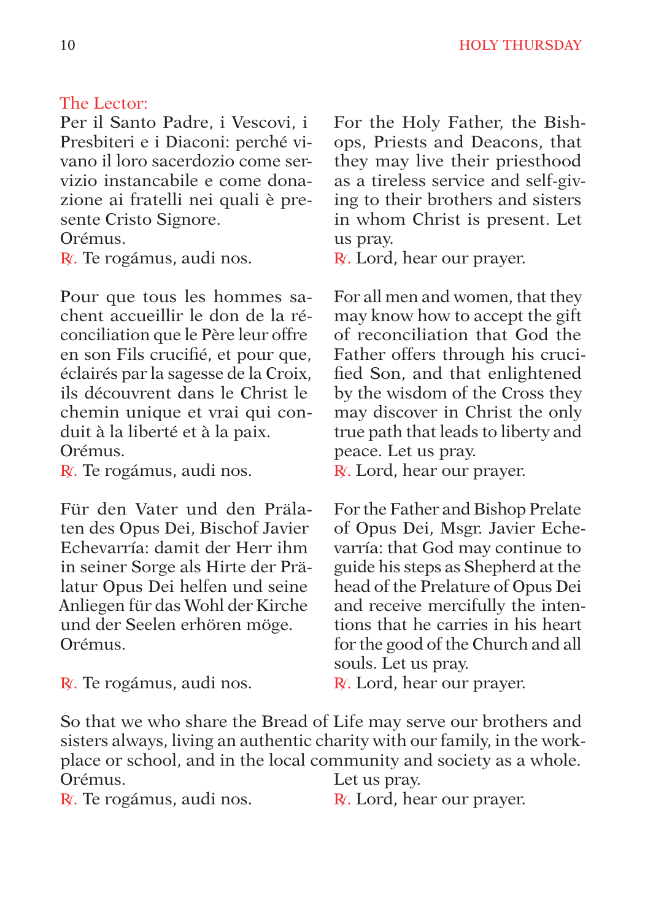The Lector:

Per il Santo Padre, i Vescovi, i Presbiteri e i Diaconi: perché vivano il loro sacerdozio come servizio instancabile e come donazione ai fratelli nei quali è presente Cristo Signore.
Orémus.
℟. Te rogámus, audi nos.

For the Holy Father, the Bishops, Priests and Deacons, that they may live their priesthood as a tireless service and self-giving to their brothers and sisters in whom Christ is present. Let us pray.
℟. Lord, hear our prayer.

Pour que tous les hommes sachent accueillir le don de la réconciliation que le Père leur offre en son Fils crucifié, et pour que, éclairés par la sagesse de la Croix, ils découvrent dans le Christ le chemin unique et vrai qui conduit à la liberté et à la paix.
Orémus.
℟. Te rogámus, audi nos.

For all men and women, that they may know how to accept the gift of reconciliation that God the Father offers through his crucified Son, and that enlightened by the wisdom of the Cross they may discover in Christ the only true path that leads to liberty and peace. Let us pray.
℟. Lord, hear our prayer.

Für den Vater und den Prälaten des Opus Dei, Bischof Javier Echevarría: damit der Herr ihm in seiner Sorge als Hirte der Prälatur Opus Dei helfen und seine Anliegen für das Wohl der Kirche und der Seelen erhören möge.
Orémus.
℟. Te rogámus, audi nos.

For the Father and Bishop Prelate of Opus Dei, Msgr. Javier Echevarría: that God may continue to guide his steps as Shepherd at the head of the Prelature of Opus Dei and receive mercifully the intentions that he carries in his heart for the good of the Church and all souls. Let us pray.
℟. Lord, hear our prayer.

So that we who share the Bread of Life may serve our brothers and sisters always, living an authentic charity with our family, in the workplace or school, and in the local community and society as a whole.
Orémus.
℟. Te rogámus, audi nos.

Let us pray.
℟. Lord, hear our prayer.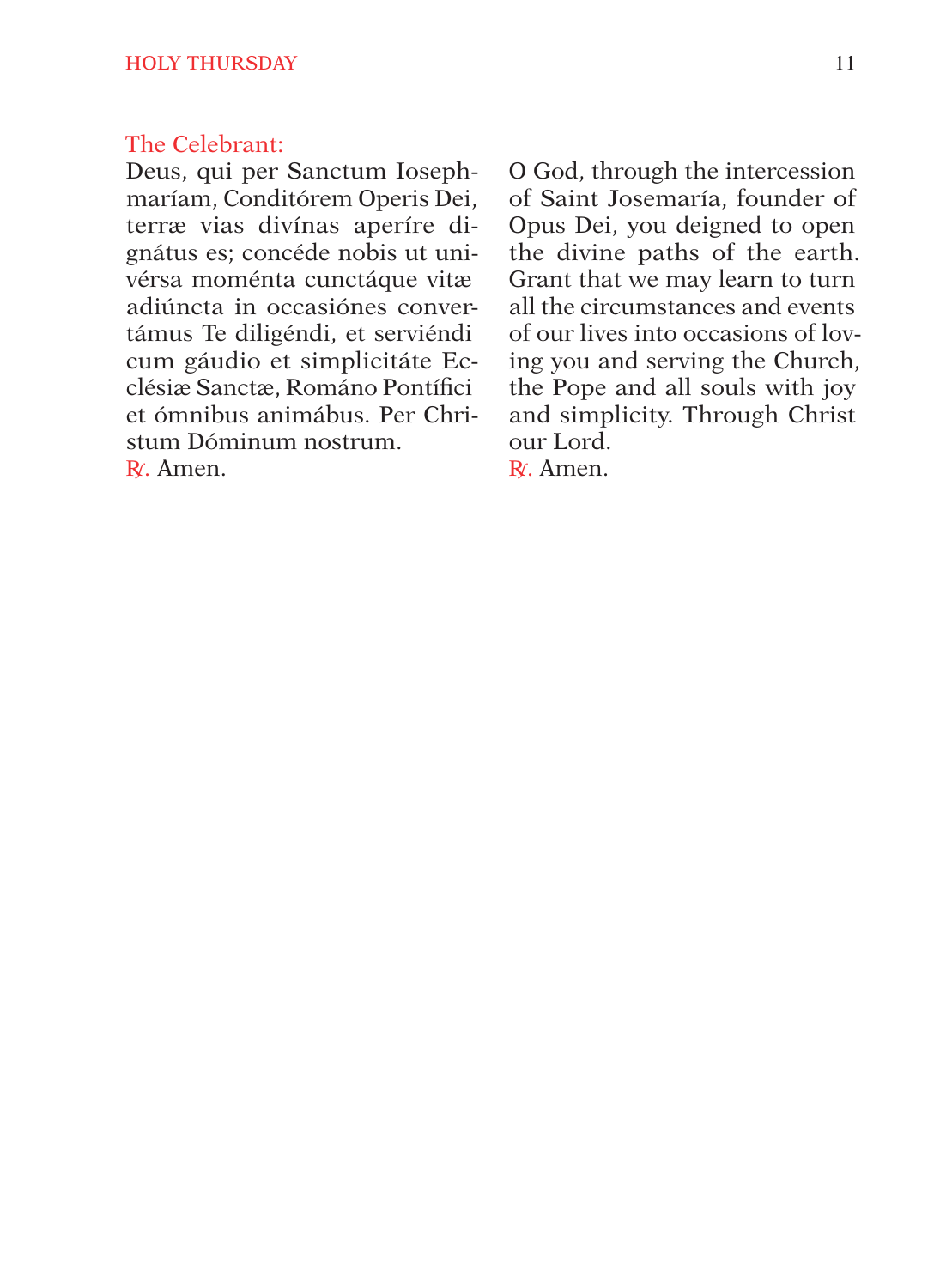The Celebrant:

Deus, qui per Sanctum Ioseph­maríam, Conditórem Operis Dei, terræ vias divínas aperíre dignátus es; concéde nobis ut univérsa moménta cunctáque vitæ adiúncta in occasiónes convertámus Te diligéndi, et serviéndi cum gáudio et simplicitáte Ecclésiæ Sanctæ, Románo Pontífici et ómnibus animábus. Per Christum Dóminum nostrum.
℟. Amen.

O God, through the intercession of Saint Josemaría, founder of Opus Dei, you deigned to open the divine paths of the earth. Grant that we may learn to turn all the circumstances and events of our lives into occasions of loving you and serving the Church, the Pope and all souls with joy and simplicity. Through Christ our Lord.
℟. Amen.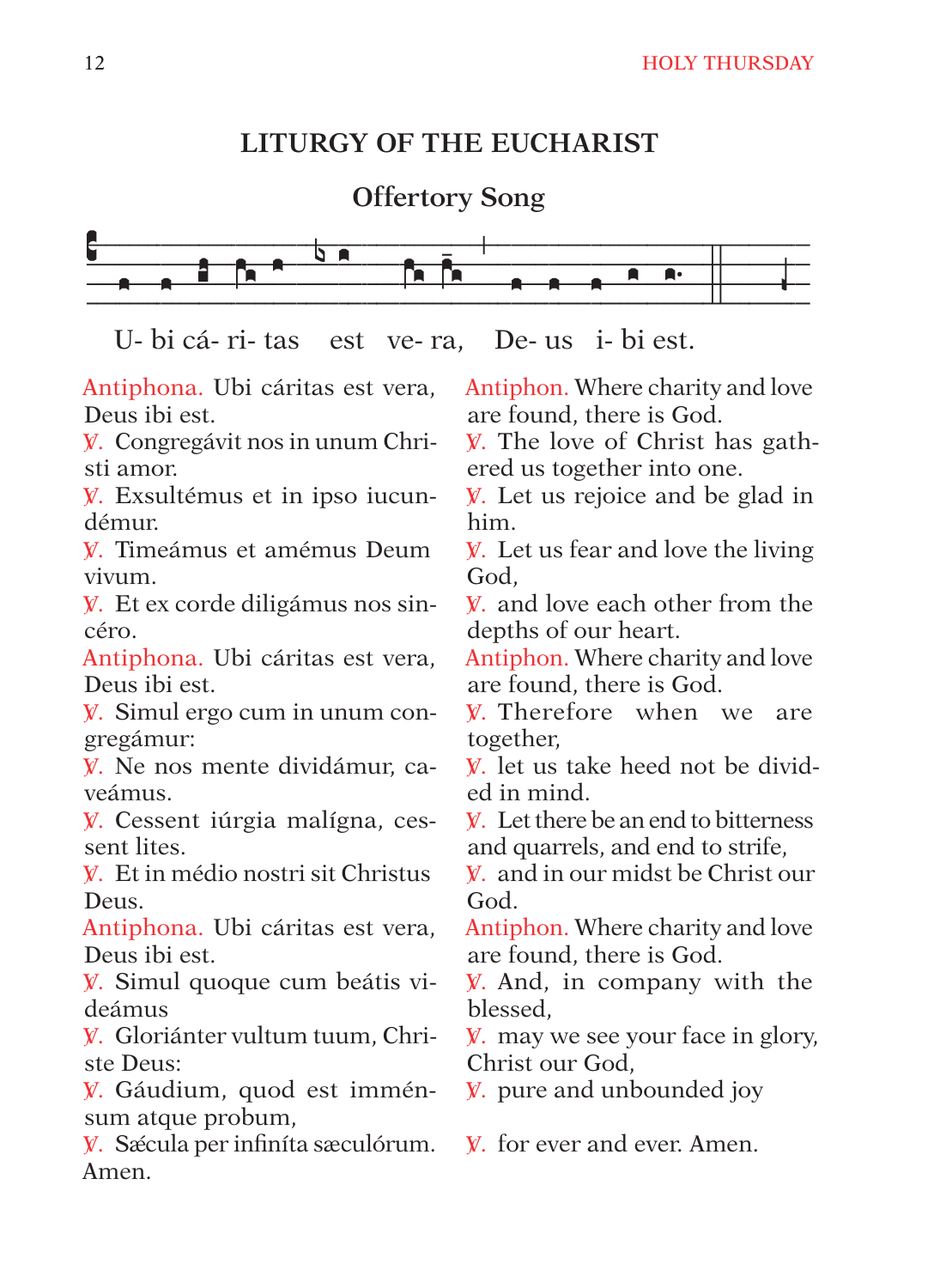## LITURGY OF THE EUCHARIST

### Offertory Song

U- bi cá- ri- tas est ve- ra, De- us i- bi est.

Antiphona. Ubi cáritas est vera, Deus ibi est.
℣. Congregávit nos in unum Christi amor.
℣. Exsultémus et in ipso iucundémur.
℣. Timeámus et amémus Deum vivum.
℣. Et ex corde diligámus nos sincéro.
Antiphona. Ubi cáritas est vera, Deus ibi est.
℣. Simul ergo cum in unum congregámur:
℣. Ne nos mente dividámur, caveámus.
℣. Cessent iúrgia malígna, cessent lites.
℣. Et in médio nostri sit Christus Deus.
Antiphona. Ubi cáritas est vera, Deus ibi est.
℣. Simul quoque cum beátis videámus
℣. Gloriánter vultum tuum, Christe Deus:
℣. Gáudium, quod est imménsum atque probum,
℣. Sǽcula per infiníta sæculórum. Amen.

Antiphon. Where charity and love are found, there is God.
℣. The love of Christ has gathered us together into one.
℣. Let us rejoice and be glad in him.
℣. Let us fear and love the living God,
℣. and love each other from the depths of our heart.
Antiphon. Where charity and love are found, there is God.
℣. Therefore when we are together,
℣. let us take heed not be divided in mind.
℣. Let there be an end to bitterness and quarrels, and end to strife,
℣. and in our midst be Christ our God.
Antiphon. Where charity and love are found, there is God.
℣. And, in company with the blessed,
℣. may we see your face in glory, Christ our God,
℣. pure and unbounded joy
℣. for ever and ever. Amen.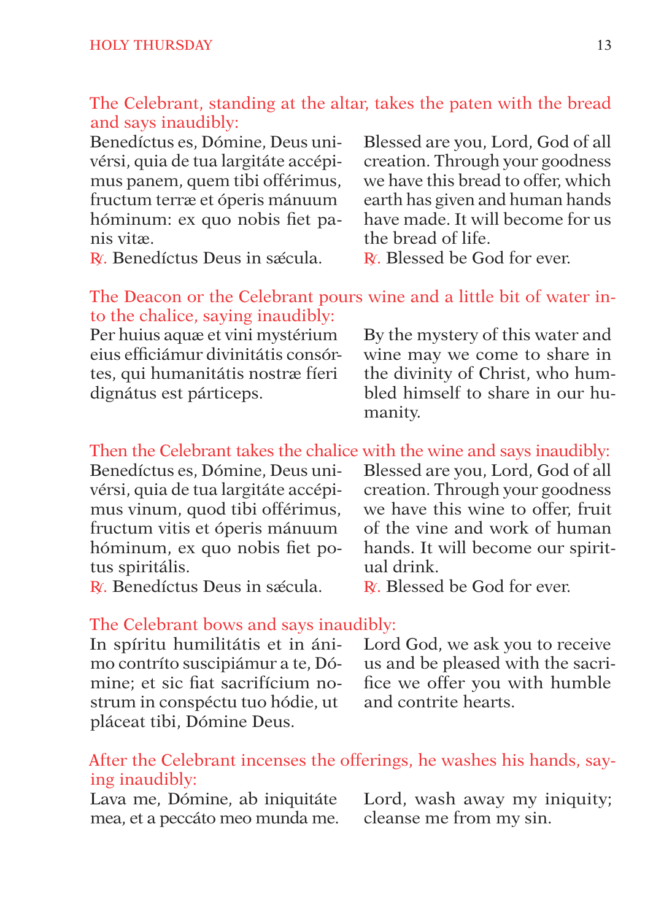*The Celebrant, standing at the altar, takes the paten with the bread and says inaudibly:*

Benedíctus es, Dómine, Deus univérsi, quia de tua largitáte accépimus panem, quem tibi offérimus, fructum terræ et óperis mánuum hóminum: ex quo nobis fiet panis vitæ.

℟. Benedíctus Deus in sǽcula.

Blessed are you, Lord, God of all creation. Through your goodness we have this bread to offer, which earth has given and human hands have made. It will become for us the bread of life.

℟. Blessed be God for ever.

*The Deacon or the Celebrant pours wine and a little bit of water into the chalice, saying inaudibly:*

Per huius aquæ et vini mystérium eius efficiámur divinitátis consórtes, qui humanitátis nostræ fíeri dignátus est párticeps.

By the mystery of this water and wine may we come to share in the divinity of Christ, who humbled himself to share in our humanity.

*Then the Celebrant takes the chalice with the wine and says inaudibly:*

Benedíctus es, Dómine, Deus univérsi, quia de tua largitáte accépimus vinum, quod tibi offérimus, fructum vitis et óperis mánuum hóminum, ex quo nobis fiet potus spiritális.

℟. Benedíctus Deus in sǽcula.

Blessed are you, Lord, God of all creation. Through your goodness we have this wine to offer, fruit of the vine and work of human hands. It will become our spiritual drink.

℟. Blessed be God for ever.

*The Celebrant bows and says inaudibly:*

In spíritu humilitátis et in ánimo contríto suscipiámur a te, Dómine; et sic fiat sacrifícium nostrum in conspéctu tuo hódie, ut pláceat tibi, Dómine Deus.

Lord God, we ask you to receive us and be pleased with the sacrifice we offer you with humble and contrite hearts.

*After the Celebrant incenses the offerings, he washes his hands, saying inaudibly:*

Lava me, Dómine, ab iniquitáte mea, et a peccáto meo munda me.

Lord, wash away my iniquity; cleanse me from my sin.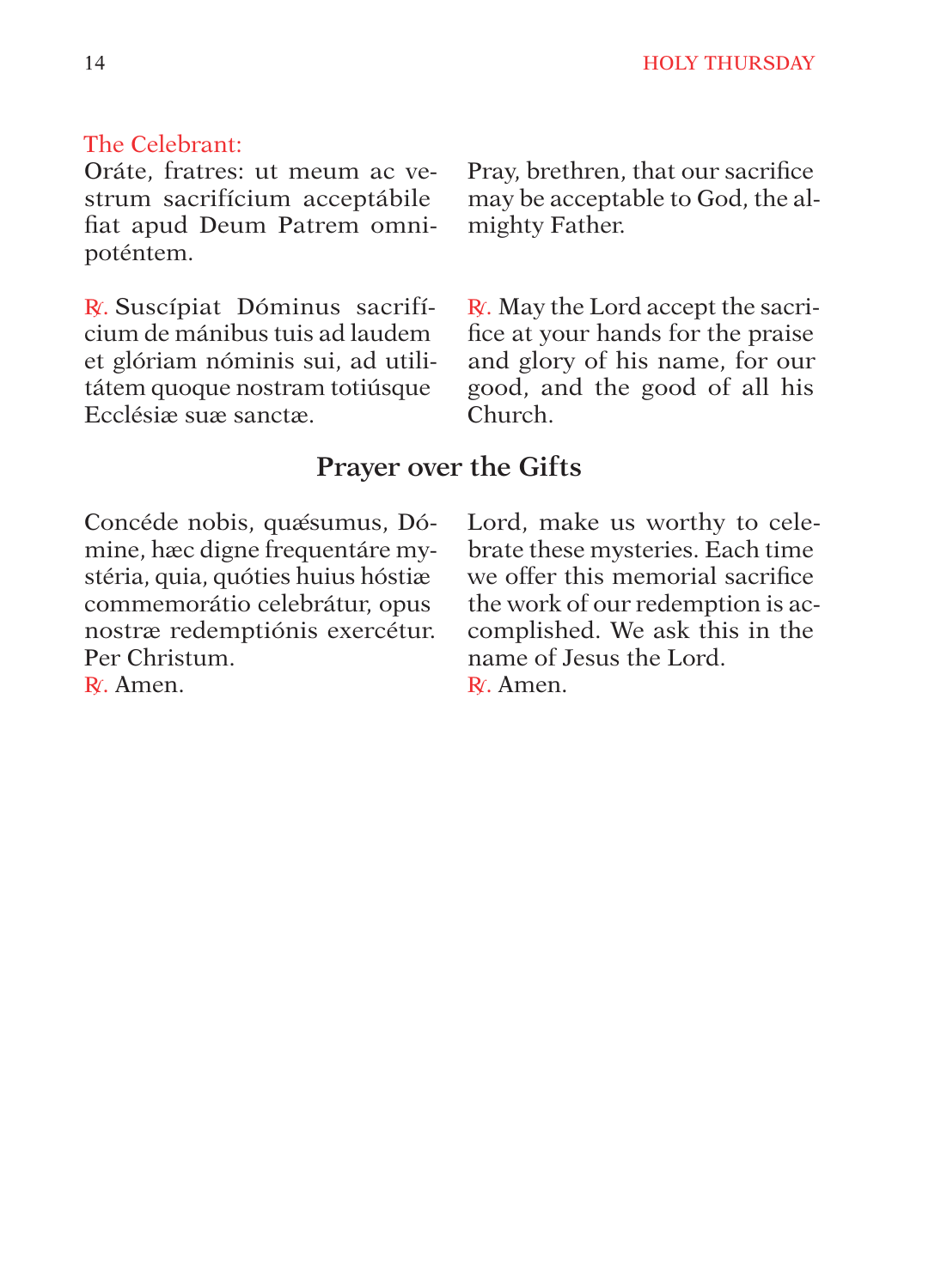The Celebrant:

Oráte, fratres: ut meum ac vestrum sacrifícium acceptábile fiat apud Deum Patrem omnipoténtem.

Pray, brethren, that our sacrifice may be acceptable to God, the almighty Father.

℟. Suscípiat Dóminus sacrifícium de mánibus tuis ad laudem et glóriam nóminis sui, ad utilitátem quoque nostram totiúsque Ecclésiæ suæ sanctæ.

℟. May the Lord accept the sacrifice at your hands for the praise and glory of his name, for our good, and the good of all his Church.

## Prayer over the Gifts

Concéde nobis, quǽsumus, Dómine, hæc digne frequentáre mystéria, quia, quóties huius hóstiæ commemorátio celebrátur, opus nostræ redemptiónis exercétur. Per Christum.
℟. Amen.

Lord, make us worthy to celebrate these mysteries. Each time we offer this memorial sacrifice the work of our redemption is accomplished. We ask this in the name of Jesus the Lord.
℟. Amen.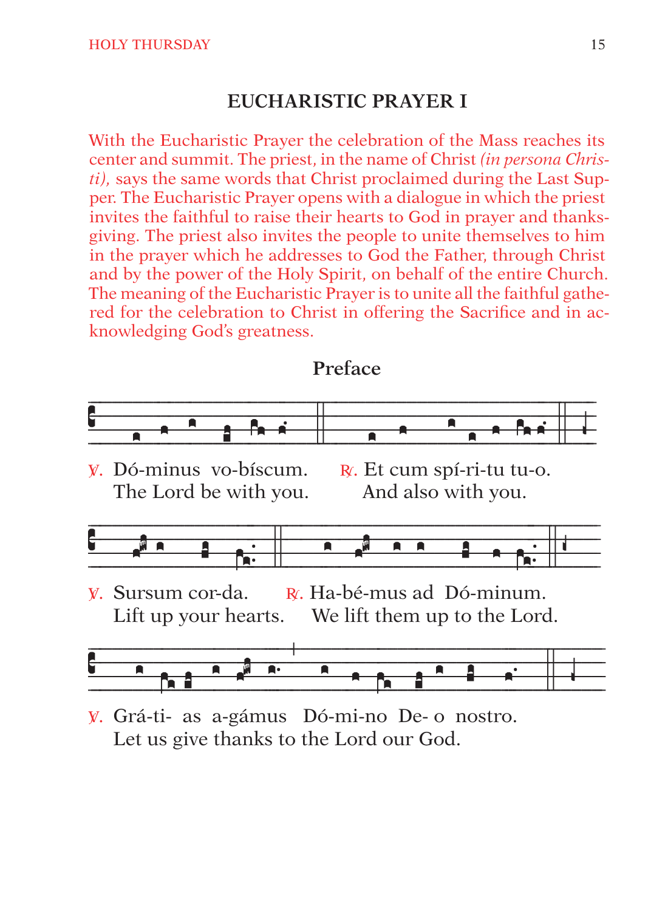## EUCHARISTIC PRAYER I

With the Eucharistic Prayer the celebration of the Mass reaches its center and summit. The priest, in the name of Christ *(in persona Christi)*, says the same words that Christ proclaimed during the Last Supper. The Eucharistic Prayer opens with a dialogue in which the priest invites the faithful to raise their hearts to God in prayer and thanksgiving. The priest also invites the people to unite themselves to him in the prayer which he addresses to God the Father, through Christ and by the power of the Holy Spirit, on behalf of the entire Church. The meaning of the Eucharistic Prayer is to unite all the faithful gathered for the celebration to Christ in offering the Sacrifice and in acknowledging God's greatness.

### Preface

℣. Dó-minus vo-bíscum.
The Lord be with you.

℟. Et cum spí-ri-tu tu-o.
And also with you.

℣. Sursum cor-da.
Lift up your hearts.

℟. Ha-bé-mus ad Dó-minum.
We lift them up to the Lord.

℣. Grá-ti- as a-gámus Dó-mi-no De- o nostro.
Let us give thanks to the Lord our God.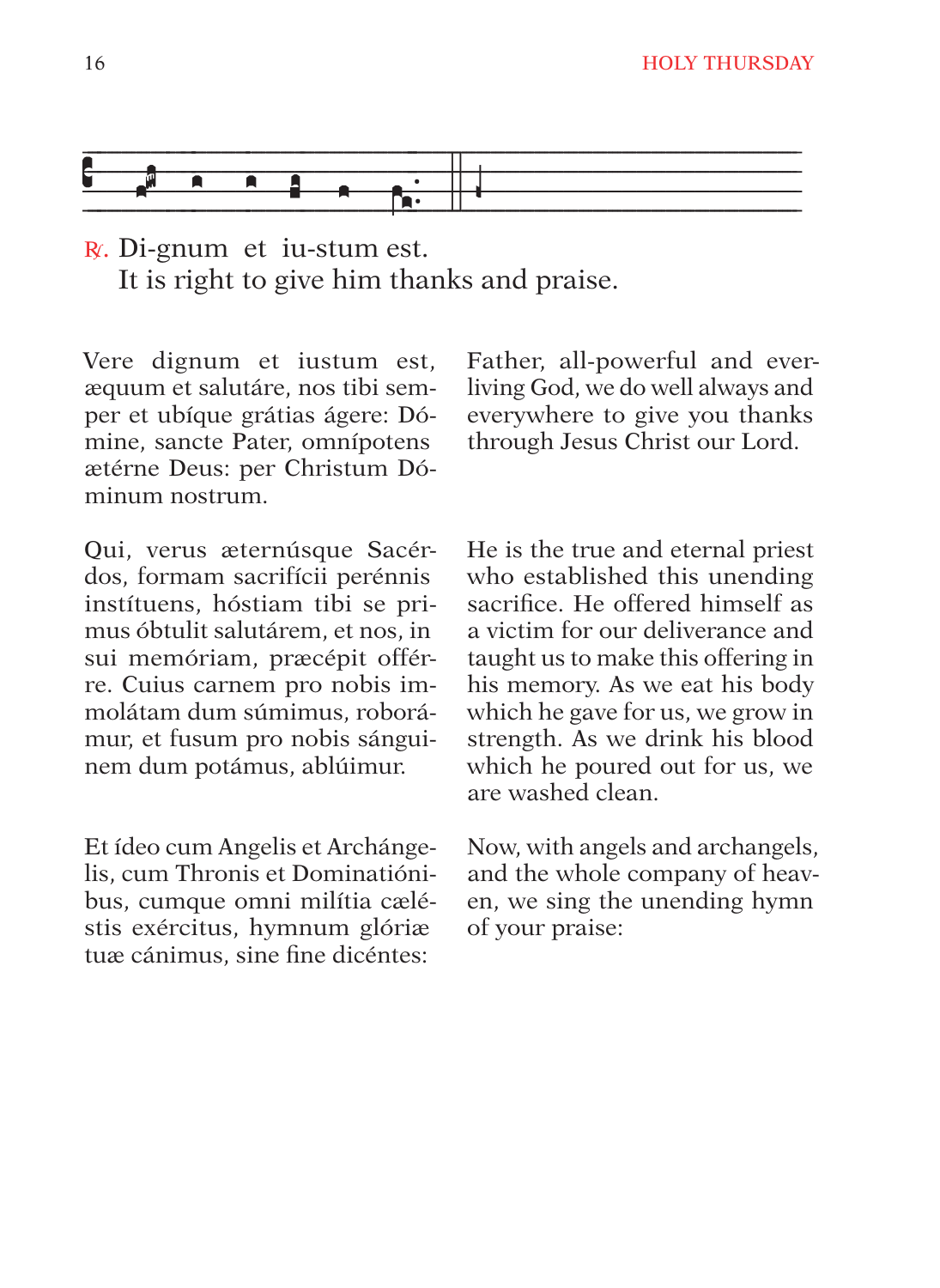℟. Di-gnum et iu-stum est.
It is right to give him thanks and praise.

Vere dignum et iustum est, æquum et salutáre, nos tibi semper et ubíque grátias ágere: Dómine, sancte Pater, omnípotens ætérne Deus: per Christum Dóminum nostrum.

Father, all-powerful and ever-living God, we do well always and everywhere to give you thanks through Jesus Christ our Lord.

Qui, verus ætérnúsque Sacérdos, formam sacrifícii perénnis instítuens, hóstiam tibi se primus óbtulit salutárem, et nos, in sui memóriam, præcépit offérre. Cuius carnem pro nobis immolátam dum súmimus, roborámur, et fusum pro nobis sánguinem dum potámus, ablúimur.

He is the true and eternal priest who established this unending sacrifice. He offered himself as a victim for our deliverance and taught us to make this offering in his memory. As we eat his body which he gave for us, we grow in strength. As we drink his blood which he poured out for us, we are washed clean.

Et ídeo cum Angelis et Archángelis, cum Thronis et Dominatiónibus, cumque omni milítia cæléstis exércitus, hymnum glóriæ tuæ cánimus, sine fine dicéntes:

Now, with angels and archangels, and the whole company of heaven, we sing the unending hymn of your praise: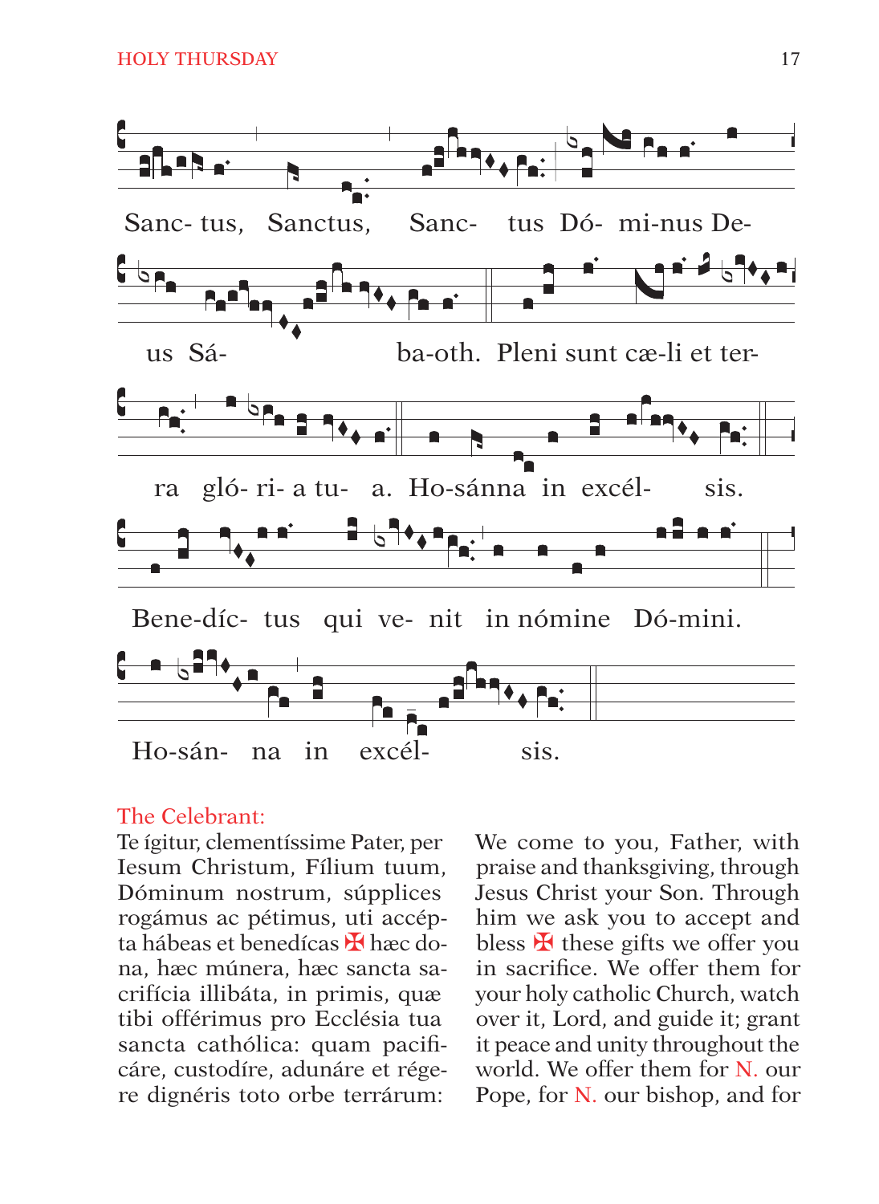Sanc- tus, Sanctus, Sanc- tus Dó- mi-nus De-

us Sá- ba-oth. Pleni sunt cæ-li et ter-

ra gló- ri- a tu- a. Ho-sánna in excél- sis.

Bene-díc- tus qui ve- nit in nómine Dó-mini.

Ho-sán- na in excél- sis.

The Celebrant:

Te ígitur, clementíssime Pater, per Iesum Christum, Fílium tuum, Dóminum nostrum, súpplices rogámus ac pétimus, uti accépta hábeas et benedícas ✠ hæc dona, hæc múnera, hæc sancta sacrifícia illibáta, in primis, quæ tibi offérimus pro Ecclésia tua sancta cathólica: quam pacificáre, custodíre, adunáre et régere dignéris toto orbe terrárum:

We come to you, Father, with praise and thanksgiving, through Jesus Christ your Son. Through him we ask you to accept and bless ✠ these gifts we offer you in sacrifice. We offer them for your holy catholic Church, watch over it, Lord, and guide it; grant it peace and unity throughout the world. We offer them for N. our Pope, for N. our bishop, and for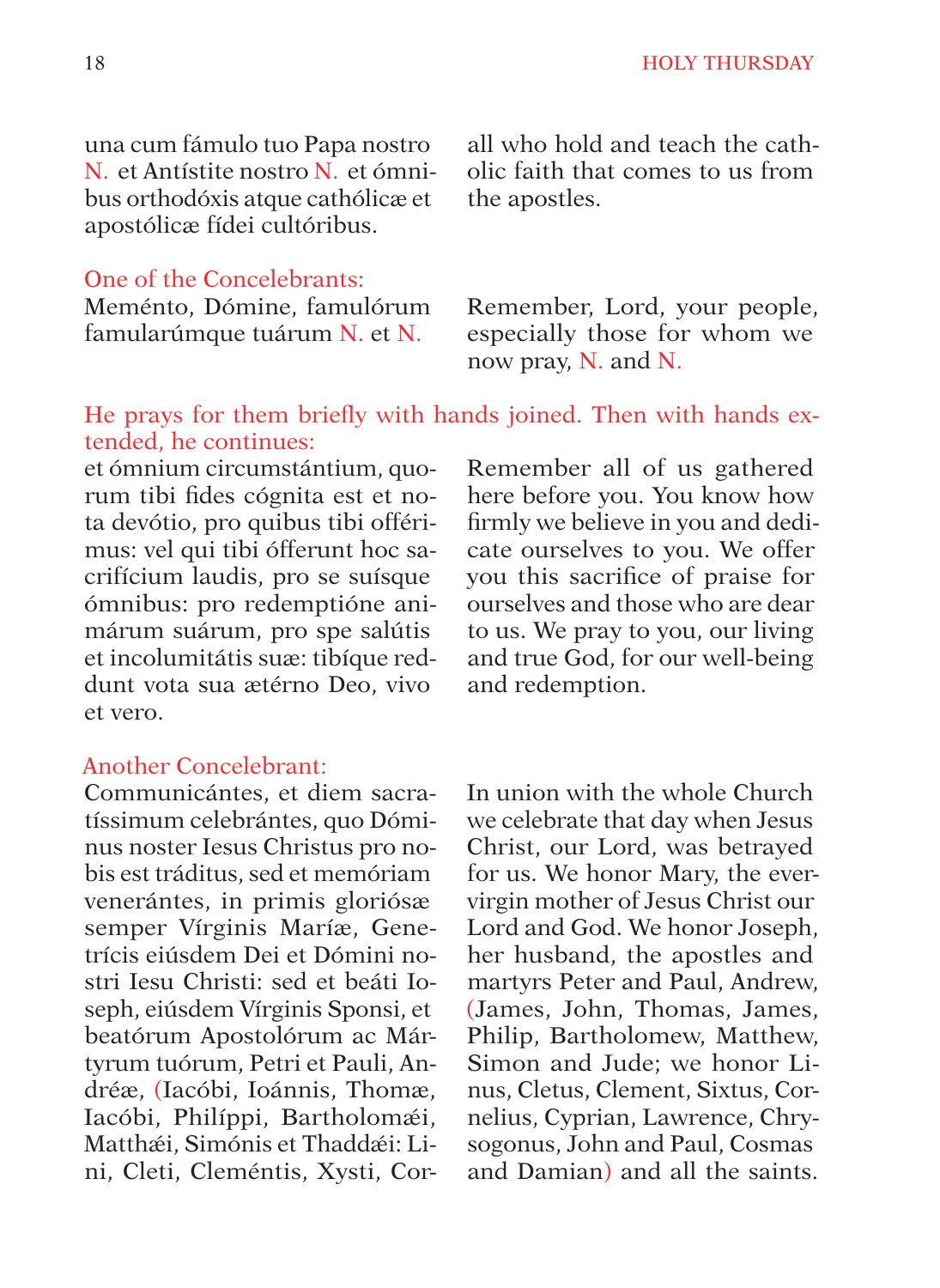una cum fámulo tuo Papa nostro N. et Antístite nostro N. et ómnibus orthodóxis atque cathólicæ et apostólicæ fídei cultóribus.

all who hold and teach the catholic faith that comes to us from the apostles.

*One of the Concelebrants:*

Meménto, Dómine, famulórum famularúmque tuárum N. et N.

Remember, Lord, your people, especially those for whom we now pray, N. and N.

*He prays for them briefly with hands joined. Then with hands extended, he continues:*

et ómnium circumstántium, quorum tibi fides cógnita est et nota devótio, pro quibus tibi offérimus: vel qui tibi ófferunt hoc sacrifícium laudis, pro se suísque ómnibus: pro redemptióne animárum suárum, pro spe salútis et incolumitátis suæ: tibíque reddunt vota sua ætérno Deo, vivo et vero.

Remember all of us gathered here before you. You know how firmly we believe in you and dedicate ourselves to you. We offer you this sacrifice of praise for ourselves and those who are dear to us. We pray to you, our living and true God, for our well-being and redemption.

*Another Concelebrant:*

Communicántes, et diem sacratíssimum celebrántes, quo Dóminus noster Iesus Christus pro nobis est tráditus, sed et memóriam venerántes, in primis gloriósæ semper Vírginis Maríæ, Genetrícis eiúsdem Dei et Dómini nostri Iesu Christi: sed et beáti Ioseph, eiúsdem Vírginis Sponsi, et beatórum Apostolórum ac Mártyrum tuórum, Petri et Pauli, Andréæ, (Iacóbi, Ioánnis, Thomæ, Iacóbi, Philíppi, Bartholomǽi, Matthǽi, Simónis et Thaddǽi: Lini, Cleti, Cleméntis, Xysti, Cor-

In union with the whole Church we celebrate that day when Jesus Christ, our Lord, was betrayed for us. We honor Mary, the ever-virgin mother of Jesus Christ our Lord and God. We honor Joseph, her husband, the apostles and martyrs Peter and Paul, Andrew, (James, John, Thomas, James, Philip, Bartholomew, Matthew, Simon and Jude; we honor Linus, Cletus, Clement, Sixtus, Cornelius, Cyprian, Lawrence, Chrysogonus, John and Paul, Cosmas and Damian) and all the saints.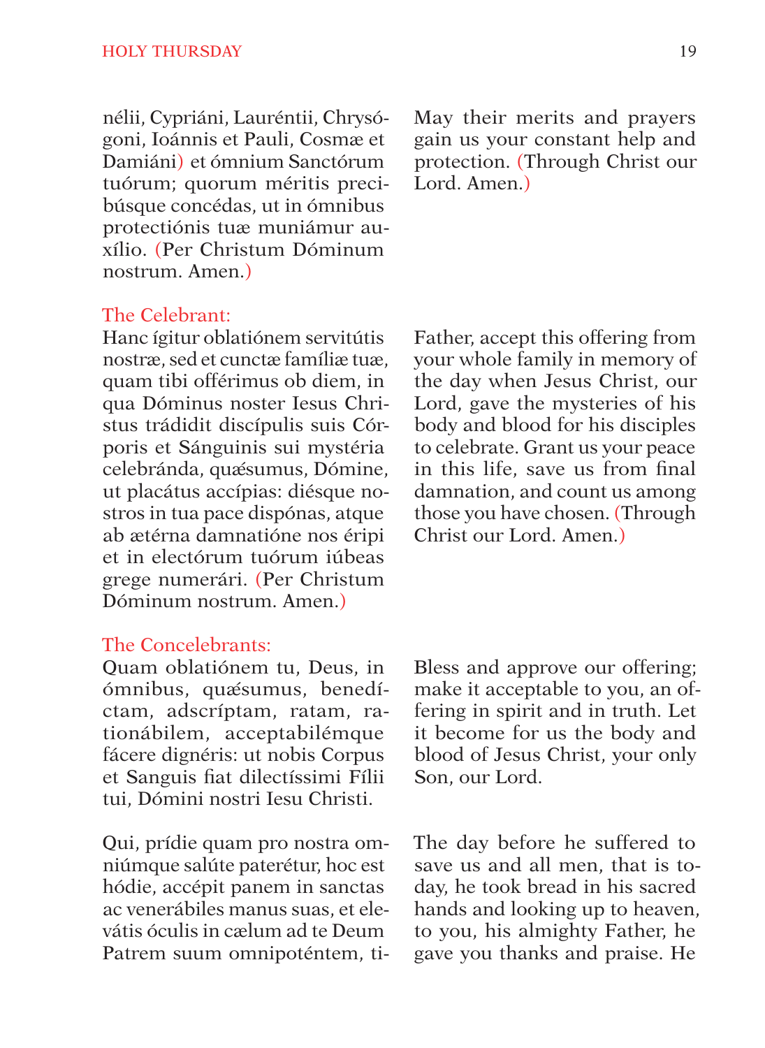nélii, Cypriáni, Lauréntii, Chrysógoni, Ioánnis et Pauli, Cosmæ et Damiáni) et ómnium Sanctórum tuórum; quorum méritis precibúsque concédas, ut in ómnibus protectiónis tuæ muniámur auxílio. (Per Christum Dóminum nostrum. Amen.)

May their merits and prayers gain us your constant help and protection. (Through Christ our Lord. Amen.)

The Celebrant:

Hanc ígitur oblatiónem servitútis nostræ, sed et cunctæ famíliæ tuæ, quam tibi offérimus ob diem, in qua Dóminus noster Iesus Christus trádidit discípulis suis Córporis et Sánguinis sui mystéria celebránda, quǽsumus, Dómine, ut placátus accípias: diésque nostros in tua pace dispónas, atque ab ætérna damnatióne nos éripi et in electórum tuórum iúbeas grege numerári. (Per Christum Dóminum nostrum. Amen.)

Father, accept this offering from your whole family in memory of the day when Jesus Christ, our Lord, gave the mysteries of his body and blood for his disciples to celebrate. Grant us your peace in this life, save us from final damnation, and count us among those you have chosen. (Through Christ our Lord. Amen.)

The Concelebrants:

Quam oblatiónem tu, Deus, in ómnibus, quǽsumus, benedíctam, adscríptam, ratam, rationábilem, acceptabilémque fácere dignéris: ut nobis Corpus et Sanguis fiat dilectíssimi Fílii tui, Dómini nostri Iesu Christi.

Bless and approve our offering; make it acceptable to you, an offering in spirit and in truth. Let it become for us the body and blood of Jesus Christ, your only Son, our Lord.

Qui, prídie quam pro nostra omniúmque salúte paterétur, hoc est hódie, accépit panem in sanctas ac venerábiles manus suas, et elevátis óculis in cælum ad te Deum Patrem suum omnipoténtem, ti-

The day before he suffered to save us and all men, that is today, he took bread in his sacred hands and looking up to heaven, to you, his almighty Father, he gave you thanks and praise. He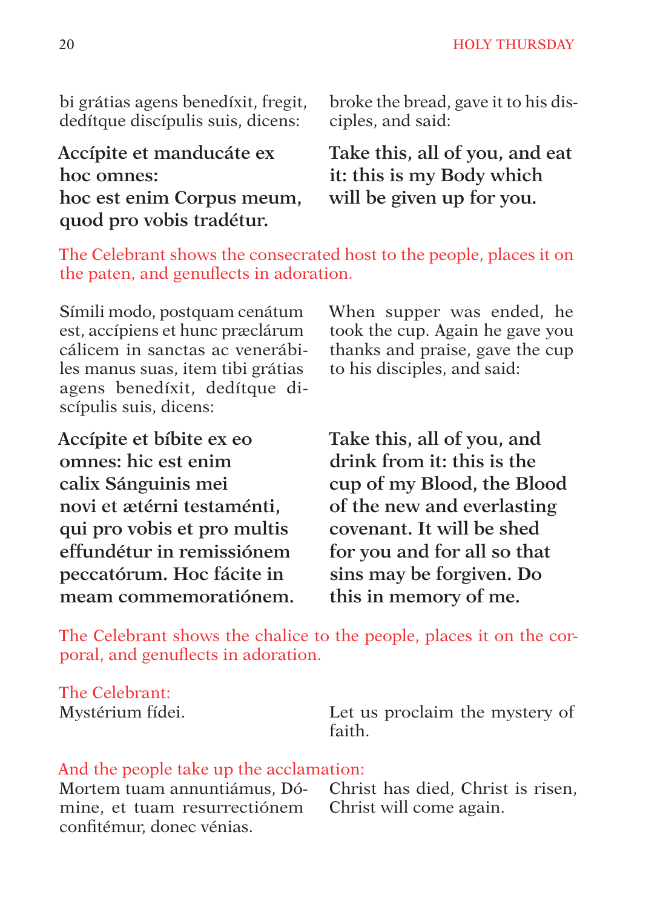bi grátias agens benedíxit, fregit, dedítque discípulis suis, dicens:

broke the bread, gave it to his disciples, and said:

**Accípite et manducáte ex hoc omnes:**
**hoc est enim Corpus meum, quod pro vobis tradétur.**

**Take this, all of you, and eat it: this is my Body which will be given up for you.**

The Celebrant shows the consecrated host to the people, places it on the paten, and genuflects in adoration.

Símili modo, postquam cenátum est, accípiens et hunc præclárum cálicem in sanctas ac venerábiles manus suas, item tibi grátias agens benedíxit, dedítque discípulis suis, dicens:

When supper was ended, he took the cup. Again he gave you thanks and praise, gave the cup to his disciples, and said:

**Accípite et bíbite ex eo omnes: hic est enim calix Sánguinis mei novi et ætérni testaménti, qui pro vobis et pro multis effundétur in remissiónem peccatórum. Hoc fácite in meam commemoratiónem.**

**Take this, all of you, and drink from it: this is the cup of my Blood, the Blood of the new and everlasting covenant. It will be shed for you and for all so that sins may be forgiven. Do this in memory of me.**

The Celebrant shows the chalice to the people, places it on the corporal, and genuflects in adoration.

The Celebrant:
Mystérium fídei.

Let us proclaim the mystery of faith.

And the people take up the acclamation:
Mortem tuam annuntiámus, Dómine, et tuam resurrectiónem confitémur, donec vénias.

Christ has died, Christ is risen, Christ will come again.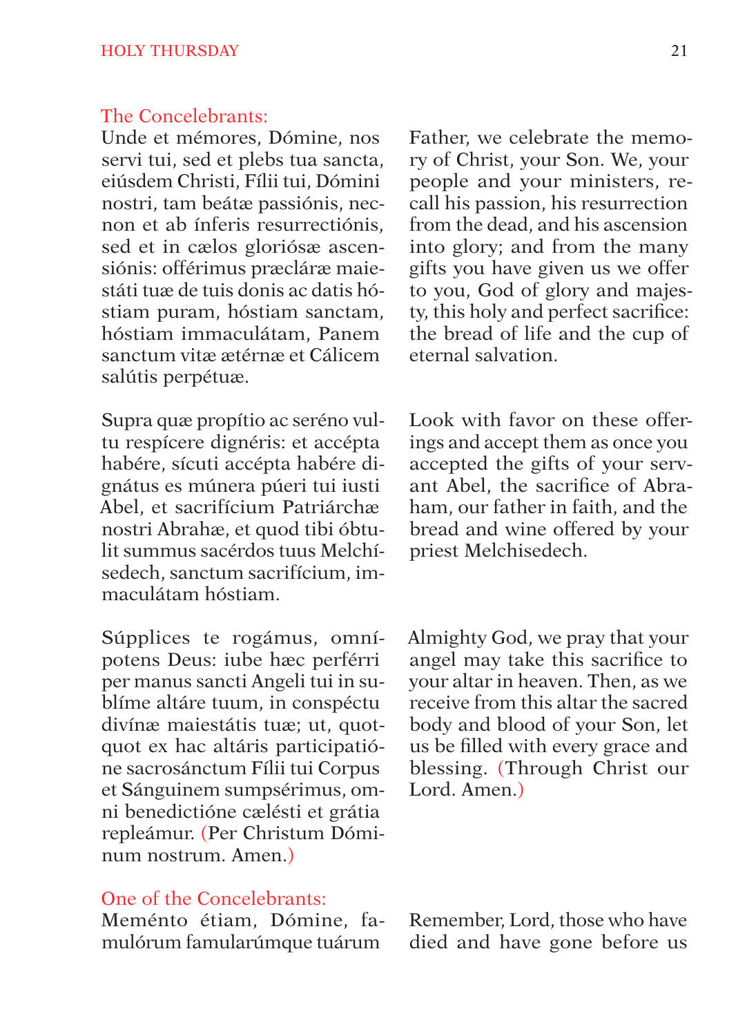The Concelebrants:

Unde et mémores, Dómine, nos servi tui, sed et plebs tua sancta, eiúsdem Christi, Fílii tui, Dómini nostri, tam beátæ passiónis, necnon et ab ínferis resurrectiónis, sed et in cælos gloriósæ ascensiónis: offérimus præcláræ maiestáti tuæ de tuis donis ac datis hóstiam puram, hóstiam sanctam, hóstiam immaculátam, Panem sanctum vitæ ætérnæ et Cálicem salútis perpétuæ.

Father, we celebrate the memory of Christ, your Son. We, your people and your ministers, recall his passion, his resurrection from the dead, and his ascension into glory; and from the many gifts you have given us we offer to you, God of glory and majesty, this holy and perfect sacrifice: the bread of life and the cup of eternal salvation.

Supra quæ propítio ac seréno vultu respícere dignéris: et accépta habére, sícuti accépta habére dignátus es múnera púeri tui iusti Abel, et sacrifícium Patriárchæ nostri Abrahæ, et quod tibi óbtulit summus sacérdos tuus Melchísedech, sanctum sacrifícium, immaculátam hóstiam.

Look with favor on these offerings and accept them as once you accepted the gifts of your servant Abel, the sacrifice of Abraham, our father in faith, and the bread and wine offered by your priest Melchisedech.

Súpplices te rogámus, omnípotens Deus: iube hæc perférri per manus sancti Angeli tui in sublíme altáre tuum, in conspéctu divínæ maiestátis tuæ; ut, quotquot ex hac altáris participatióne sacrosánctum Fílii tui Corpus et Sánguinem sumpsérimus, omni benedictióne cælésti et grátia repleámur. (Per Christum Dóminum nostrum. Amen.)

Almighty God, we pray that your angel may take this sacrifice to your altar in heaven. Then, as we receive from this altar the sacred body and blood of your Son, let us be filled with every grace and blessing. (Through Christ our Lord. Amen.)

One of the Concelebrants:

Meménto étiam, Dómine, famulórum famularúmque tuárum

Remember, Lord, those who have died and have gone before us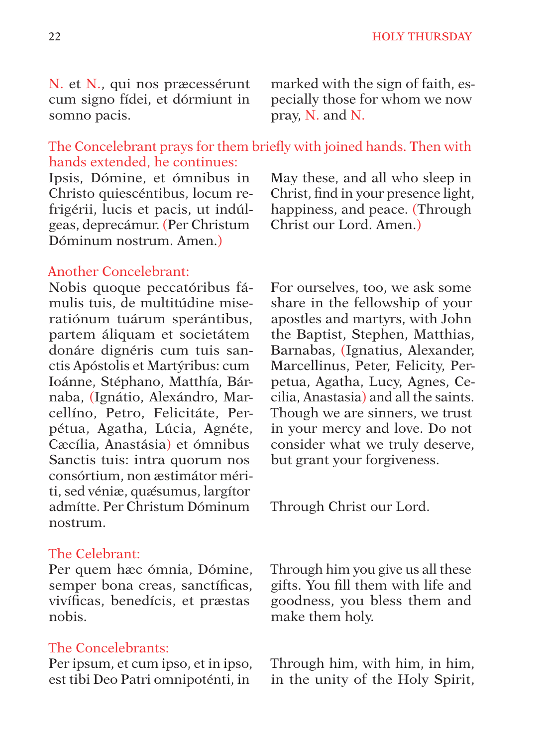N. et N., qui nos præcessérunt cum signo fídei, et dórmiunt in somno pacis.

marked with the sign of faith, especially those for whom we now pray, N. and N.

*The Concelebrant prays for them briefly with joined hands. Then with hands extended, he continues:*

Ipsis, Dómine, et ómnibus in Christo quiescéntibus, locum refrigérii, lucis et pacis, ut indúlgeas, deprecámur. (Per Christum Dóminum nostrum. Amen.)

May these, and all who sleep in Christ, find in your presence light, happiness, and peace. (Through Christ our Lord. Amen.)

*Another Concelebrant:*

Nobis quoque peccatóribus fámulis tuis, de multitúdine miseratiónum tuárum sperántibus, partem áliquam et societátem donáre dignéris cum tuis sanctis Apóstolis et Martýribus: cum Ioánne, Stéphano, Matthía, Bárnaba, (Ignátio, Alexándro, Marcellíno, Petro, Felicitáte, Perpétua, Agatha, Lúcia, Agnéte, Cæcília, Anastásia) et ómnibus Sanctis tuis: intra quorum nos consórtium, non æstimátor mériti, sed véniæ, quǽsumus, largítor admítte. Per Christum Dóminum nostrum.

For ourselves, too, we ask some share in the fellowship of your apostles and martyrs, with John the Baptist, Stephen, Matthias, Barnabas, (Ignatius, Alexander, Marcellinus, Peter, Felicity, Perpetua, Agatha, Lucy, Agnes, Cecilia, Anastasia) and all the saints. Though we are sinners, we trust in your mercy and love. Do not consider what we truly deserve, but grant your forgiveness.

Through Christ our Lord.

*The Celebrant:*

Per quem hæc ómnia, Dómine, semper bona creas, sanctíficas, vivíficas, benedícis, et præstas nobis.

Through him you give us all these gifts. You fill them with life and goodness, you bless them and make them holy.

*The Concelebrants:*

Per ipsum, et cum ipso, et in ipso, est tibi Deo Patri omnipoténti, in

Through him, with him, in him, in the unity of the Holy Spirit,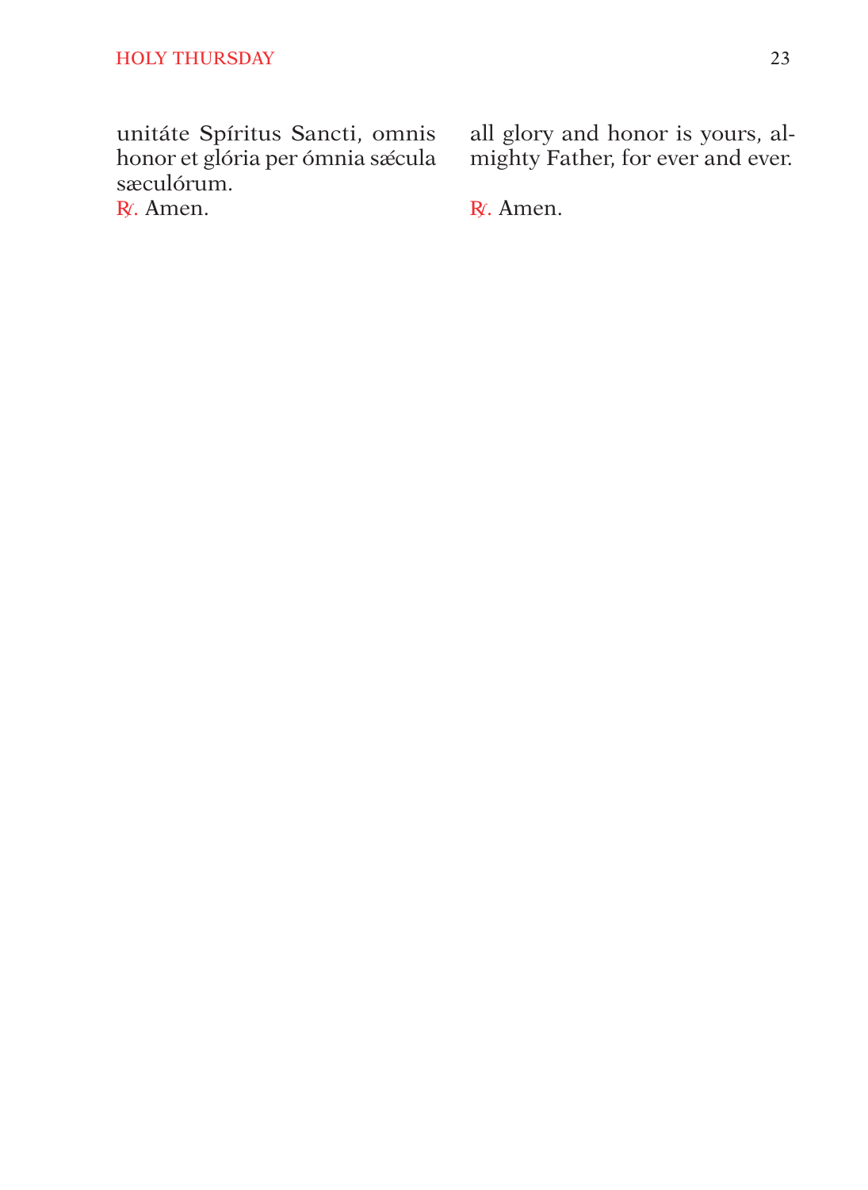unitáte Spíritus Sancti, omnis honor et glória per ómnia sǽcula sæculórum.

℟. Amen.

all glory and honor is yours, almighty Father, for ever and ever.

℟. Amen.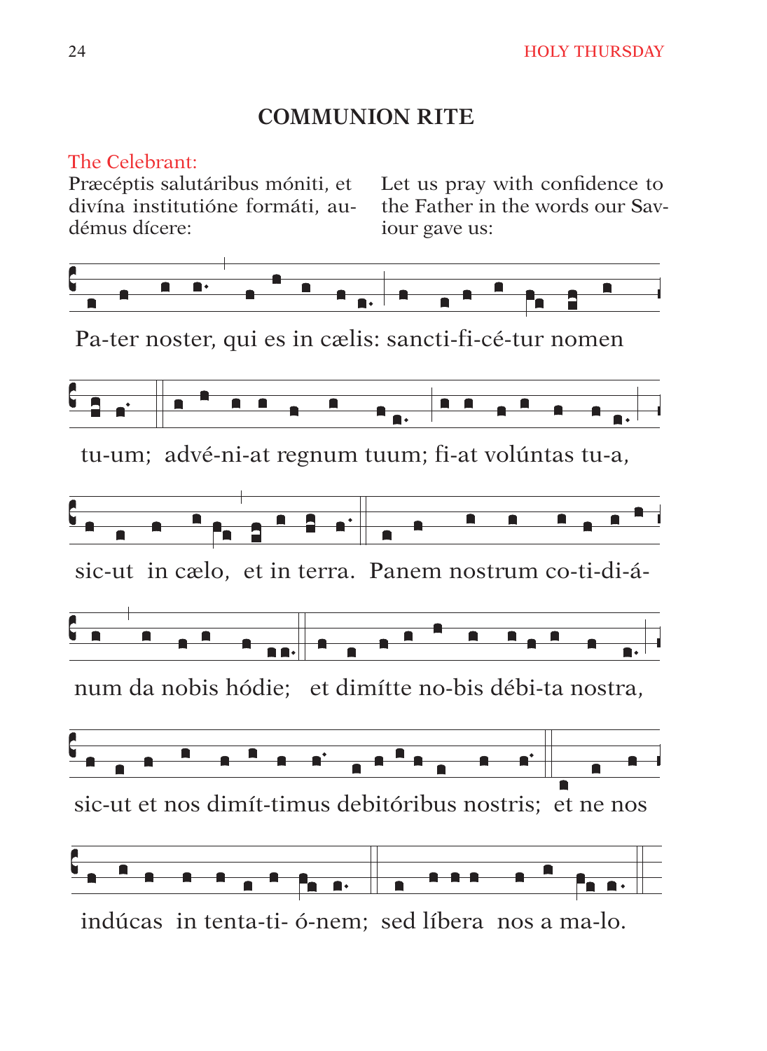## COMMUNION RITE

The Celebrant:

Præcéptis salutáribus móniti, et divína institutióne formáti, audémus dícere:

Let us pray with confidence to the Father in the words our Saviour gave us:

Pa-ter noster, qui es in cælis: sancti-fi-cé-tur nomen tu-um; advé-ni-at regnum tuum; fi-at volúntas tu-a, sic-ut in cælo, et in terra. Panem nostrum co-ti-di-á-num da nobis hódie; et dimítte no-bis débi-ta nostra, sic-ut et nos dimít-timus debitóribus nostris; et ne nos indúcas in tenta-ti- ó-nem; sed líbera nos a ma-lo.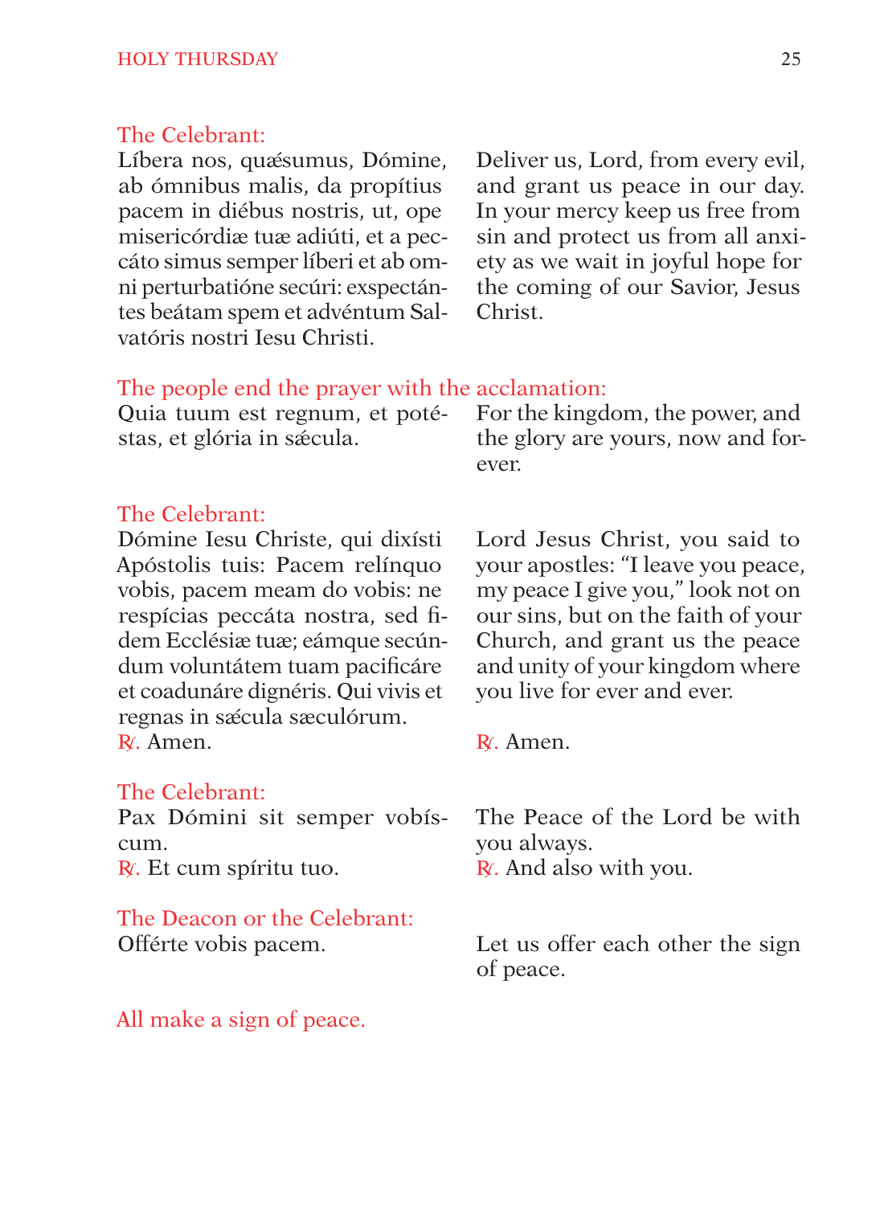The Celebrant:

Líbera nos, quǽsumus, Dómine, ab ómnibus malis, da propítius pacem in diébus nostris, ut, ope misericórdiæ tuæ adiúti, et a peccáto simus semper líberi et ab omni perturbatióne secúri: exspectántes beátam spem et advéntum Salvatóris nostri Iesu Christi.

Deliver us, Lord, from every evil, and grant us peace in our day. In your mercy keep us free from sin and protect us from all anxiety as we wait in joyful hope for the coming of our Savior, Jesus Christ.

The people end the prayer with the acclamation:

Quia tuum est regnum, et potéstas, et glória in sǽcula.

For the kingdom, the power, and the glory are yours, now and forever.

The Celebrant:

Dómine Iesu Christe, qui dixísti Apóstolis tuis: Pacem relínquo vobis, pacem meam do vobis: ne respícias peccáta nostra, sed fidem Ecclésiæ tuæ; eámque secúndum voluntátem tuam pacificáre et coadunáre dignéris. Qui vivis et regnas in sǽcula sæculórum.
℟. Amen.

Lord Jesus Christ, you said to your apostles: “I leave you peace, my peace I give you,” look not on our sins, but on the faith of your Church, and grant us the peace and unity of your kingdom where you live for ever and ever.
℟. Amen.

The Celebrant:

Pax Dómini sit semper vobíscum.
℟. Et cum spíritu tuo.

The Peace of the Lord be with you always.
℟. And also with you.

The Deacon or the Celebrant:

Offérte vobis pacem.

Let us offer each other the sign of peace.

All make a sign of peace.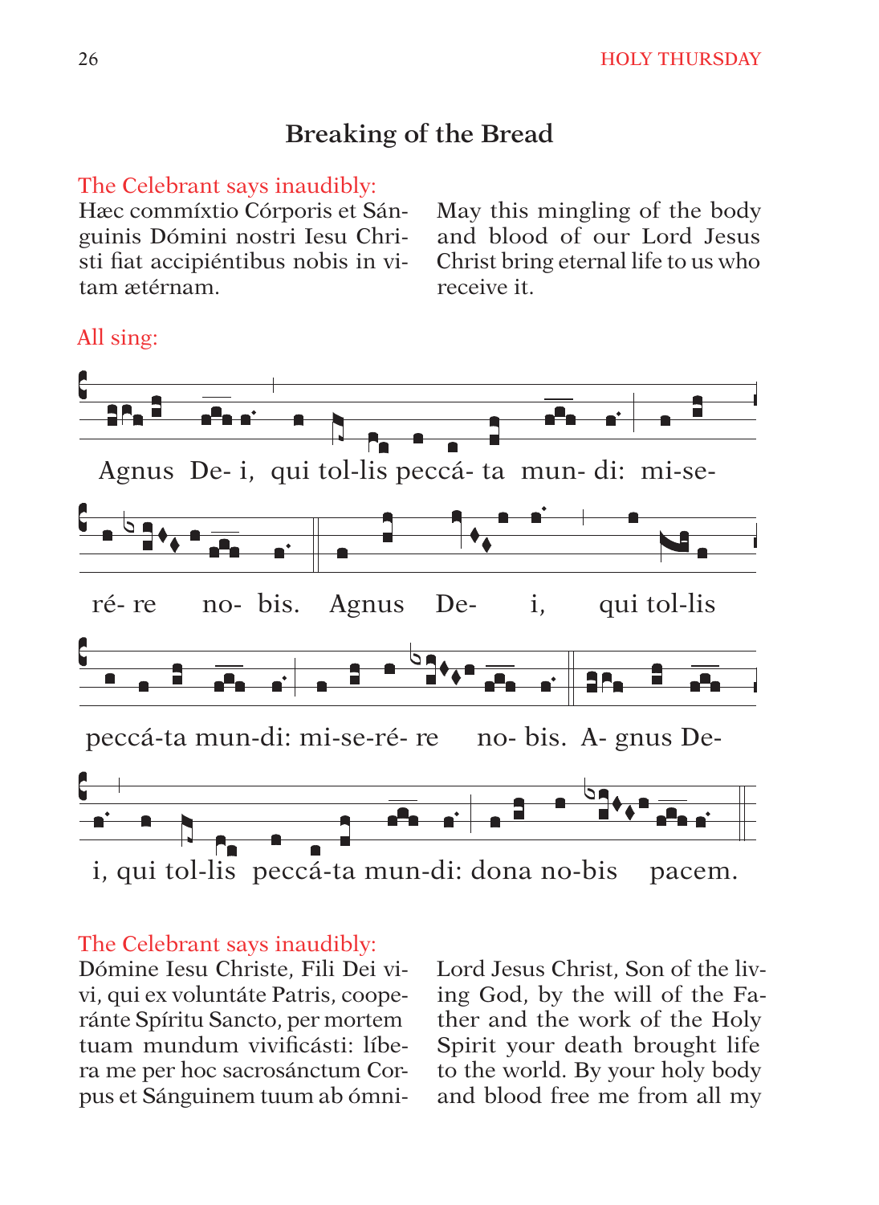## Breaking of the Bread

The Celebrant says inaudibly:

Hæc commíxtio Córporis et Sánguinis Dómini nostri Iesu Christi fiat accipiéntibus nobis in vitam ætérnam.

May this mingling of the body and blood of our Lord Jesus Christ bring eternal life to us who receive it.

All sing:

Agnus De- i, qui tol-lis peccá- ta mun- di: mi-se- ré- re no- bis. Agnus De- i, qui tol-lis peccá-ta mun-di: mi-se-ré- re no- bis. A- gnus De- i, qui tol-lis peccá-ta mun-di: dona no-bis pacem.

The Celebrant says inaudibly:

Dómine Iesu Christe, Fili Dei vivi, qui ex voluntáte Patris, cooperánte Spíritu Sancto, per mortem tuam mundum vivificásti: líbera me per hoc sacrosánctum Corpus et Sánguinem tuum ab ómni-

Lord Jesus Christ, Son of the living God, by the will of the Father and the work of the Holy Spirit your death brought life to the world. By your holy body and blood free me from all my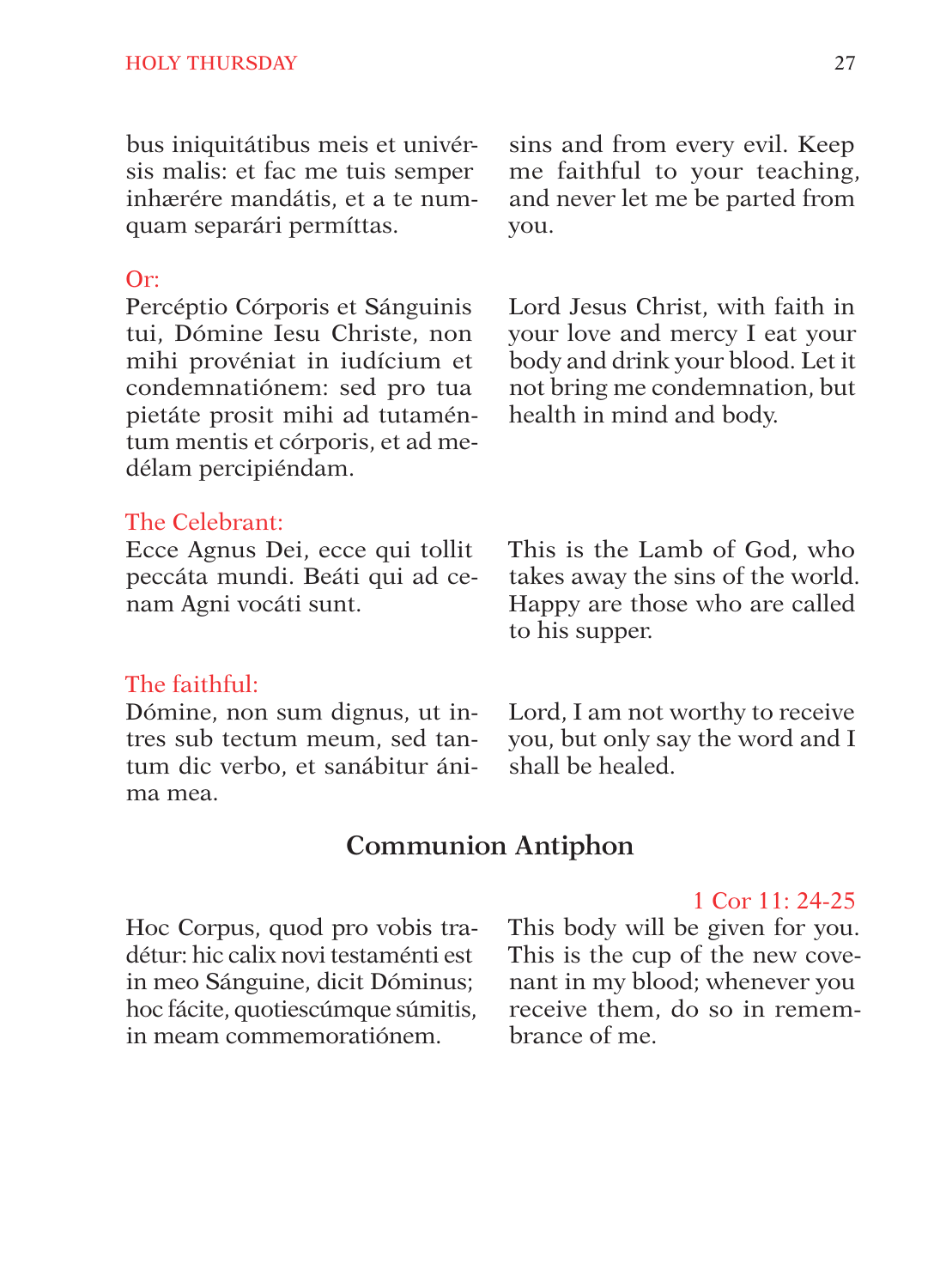bus iniquitátibus meis et univérsis malis: et fac me tuis semper inhærére mandátis, et a te numquam separári permíttas.

sins and from every evil. Keep me faithful to your teaching, and never let me be parted from you.

Or:

Percéptio Córporis et Sánguinis tui, Dómine Iesu Christe, non mihi provéniat in iudícium et condemnatiónem: sed pro tua pietáte prosit mihi ad tutaméntum mentis et córporis, et ad medélam percipiéndam.

Lord Jesus Christ, with faith in your love and mercy I eat your body and drink your blood. Let it not bring me condemnation, but health in mind and body.

The Celebrant:

Ecce Agnus Dei, ecce qui tollit peccáta mundi. Beáti qui ad cenam Agni vocáti sunt.

This is the Lamb of God, who takes away the sins of the world. Happy are those who are called to his supper.

The faithful:

Dómine, non sum dignus, ut intres sub tectum meum, sed tantum dic verbo, et sanábitur ánima mea.

Lord, I am not worthy to receive you, but only say the word and I shall be healed.

## Communion Antiphon

1 Cor 11: 24-25

Hoc Corpus, quod pro vobis tradétur: hic calix novi testaménti est in meo Sánguine, dicit Dóminus; hoc fácite, quotiescúmque súmitis, in meam commemoratiónem.

This body will be given for you. This is the cup of the new covenant in my blood; whenever you receive them, do so in remembrance of me.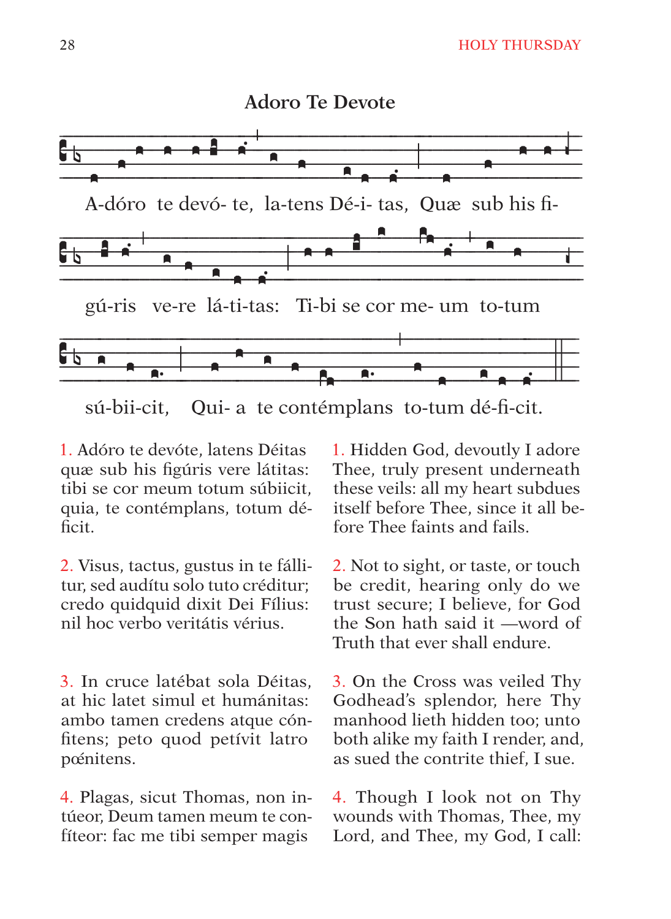## Adoro Te Devote

A-dóro te devó- te, la-tens Dé-i- tas, Quæ sub his fi- gú-ris ve-re lá-ti-tas: Ti-bi se cor me- um to-tum sú-bii-cit, Qui- a te contémplans to-tum dé-fi-cit.

1. Adóro te devóte, latens Déitas quæ sub his figúris vere látitas: tibi se cor meum totum súbiicit, quia, te contémplans, totum déficit.

2. Visus, tactus, gustus in te fállitur, sed audítu solo tuto créditur; credo quidquid dixit Dei Fílius: nil hoc verbo veritátis vérius.

3. In cruce latébat sola Déitas, at hic latet simul et humánitas: ambo tamen credens atque cónfitens; peto quod petívit latro pœ́nitens.

4. Plagas, sicut Thomas, non intúeor, Deum tamen meum te confíteor: fac me tibi semper magis

1. Hidden God, devoutly I adore Thee, truly present underneath these veils: all my heart subdues itself before Thee, since it all before Thee faints and fails.

2. Not to sight, or taste, or touch be credit, hearing only do we trust secure; I believe, for God the Son hath said it —word of Truth that ever shall endure.

3. On the Cross was veiled Thy Godhead's splendor, here Thy manhood lieth hidden too; unto both alike my faith I render, and, as sued the contrite thief, I sue.

4. Though I look not on Thy wounds with Thomas, Thee, my Lord, and Thee, my God, I call: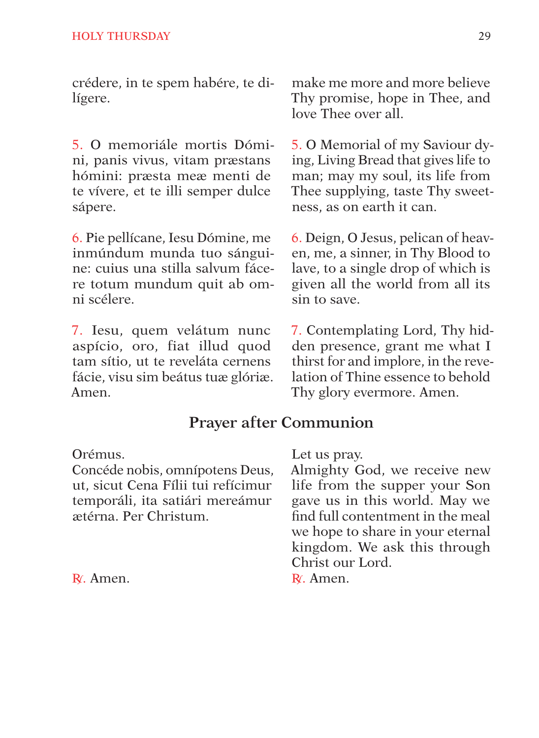crédere, in te spem habére, te dilígere.

make me more and more believe Thy promise, hope in Thee, and love Thee over all.

5. O memoriále mortis Dómini, panis vivus, vitam præstans hómini: præsta meæ menti de te vívere, et te illi semper dulce sápere.

5. O Memorial of my Saviour dying, Living Bread that gives life to man; may my soul, its life from Thee supplying, taste Thy sweetness, as on earth it can.

6. Pie pellícane, Iesu Dómine, me inmúndum munda tuo sánguine: cuius una stilla salvum fácere totum mundum quit ab omni scélere.

6. Deign, O Jesus, pelican of heaven, me, a sinner, in Thy Blood to lave, to a single drop of which is given all the world from all its sin to save.

7. Iesu, quem velátum nunc aspício, oro, fiat illud quod tam sítio, ut te reveláta cernens fácie, visu sim beátus tuæ glóriæ. Amen.

7. Contemplating Lord, Thy hidden presence, grant me what I thirst for and implore, in the revelation of Thine essence to behold Thy glory evermore. Amen.

## Prayer after Communion

Orémus.
Concéde nobis, omnípotens Deus, ut, sicut Cena Fílii tui refícimur temporáli, ita satiári mereámur ætérna. Per Christum.

℟. Amen.

Let us pray.
Almighty God, we receive new life from the supper your Son gave us in this world. May we find full contentment in the meal we hope to share in your eternal kingdom. We ask this through Christ our Lord.

℟. Amen.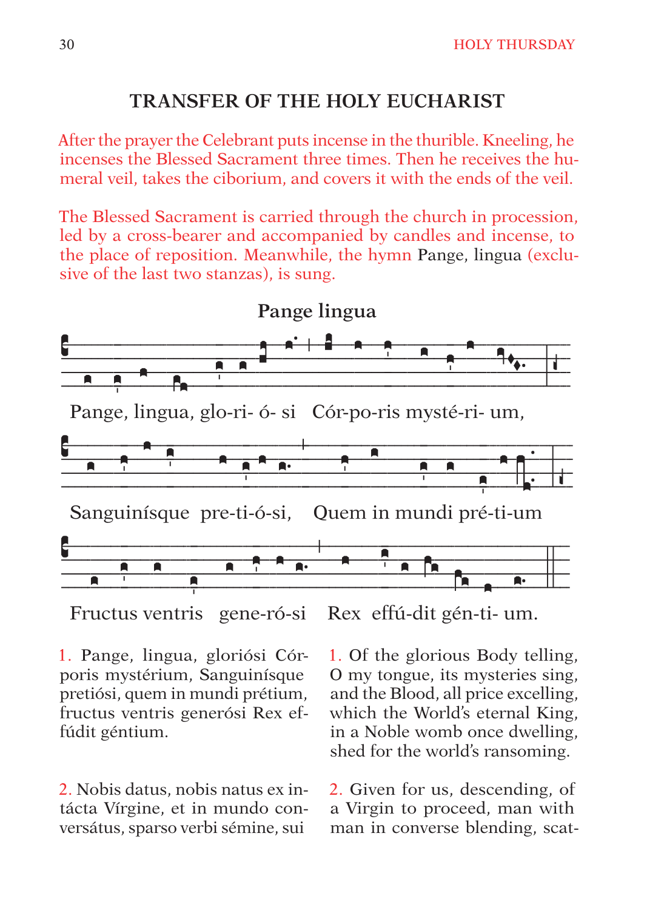## TRANSFER OF THE HOLY EUCHARIST

*After the prayer the Celebrant puts incense in the thurible. Kneeling, he incenses the Blessed Sacrament three times. Then he receives the humeral veil, takes the ciborium, and covers it with the ends of the veil.*

*The Blessed Sacrament is carried through the church in procession, led by a cross-bearer and accompanied by candles and incense, to the place of reposition. Meanwhile, the hymn* Pange, lingua *(exclusive of the last two stanzas), is sung.*

### Pange lingua

Pange, lingua, glo-ri- ó- si Cór-po-ris mysté-ri- um,

Sanguinísque pre-ti-ó-si, Quem in mundi pré-ti-um

Fructus ventris gene-ró-si Rex effú-dit gén-ti- um.

1. Pange, lingua, glorósi Córporis mystérium, Sanguinísque pretiósi, quem in mundi prétium, fructus ventris generósi Rex effúdit géntium.

1. Of the glorious Body telling, O my tongue, its mysteries sing, and the Blood, all price excelling, which the World's eternal King, in a Noble womb once dwelling, shed for the world's ransoming.

2. Nobis datus, nobis natus ex intácta Vírgine, et in mundo conversátus, sparso verbi sémine, sui

2. Given for us, descending, of a Virgin to proceed, man with man in converse blending, scat-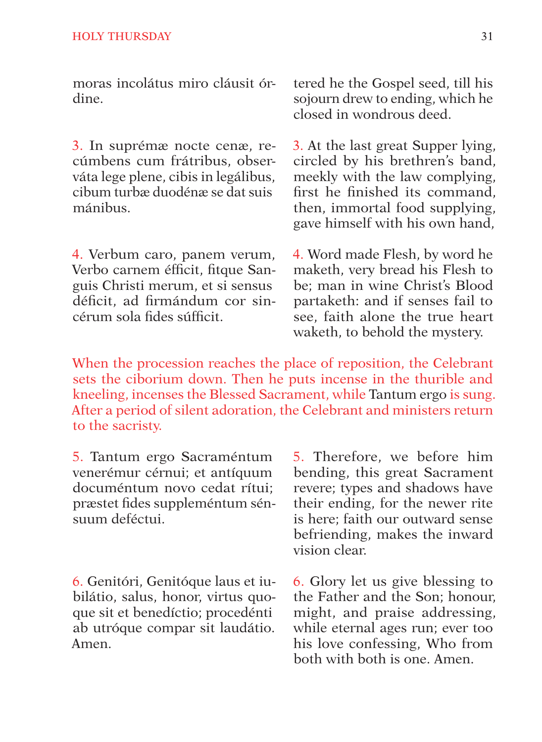moras incolátus miro cláusit órdine.

tered he the Gospel seed, till his sojourn drew to ending, which he closed in wondrous deed.

3. In suprémæ nocte cenæ, recúmbens cum frátribus, observáta lege plene, cibis in legálibus, cibum turbæ duodénæ se dat suis mánibus.

3. At the last great Supper lying, circled by his brethren's band, meekly with the law complying, first he finished its command, then, immortal food supplying, gave himself with his own hand,

4. Verbum caro, panem verum, Verbo carnem éfficit, fitque Sanguis Christi merum, et si sensus déficit, ad firmándum cor sincérum sola fides súfficit.

4. Word made Flesh, by word he maketh, very bread his Flesh to be; man in wine Christ's Blood partaketh: and if senses fail to see, faith alone the true heart waketh, to behold the mystery.

When the procession reaches the place of reposition, the Celebrant sets the ciborium down. Then he puts incense in the thurible and kneeling, incenses the Blessed Sacrament, while Tantum ergo is sung. After a period of silent adoration, the Celebrant and ministers return to the sacristy.

5. Tantum ergo Sacraméntum venerémur cérnui; et antíquum documéntum novo cedat rítui; præstet fides suppleméntum sénsuum deféctui.

5. Therefore, we before him bending, this great Sacrament revere; types and shadows have their ending, for the newer rite is here; faith our outward sense befriending, makes the inward vision clear.

6. Genitóri, Genitóque laus et iubilátio, salus, honor, virtus quoque sit et benedíctio; procedénti ab utróque compar sit laudátio. Amen.

6. Glory let us give blessing to the Father and the Son; honour, might, and praise addressing, while eternal ages run; ever too his love confessing, Who from both with both is one. Amen.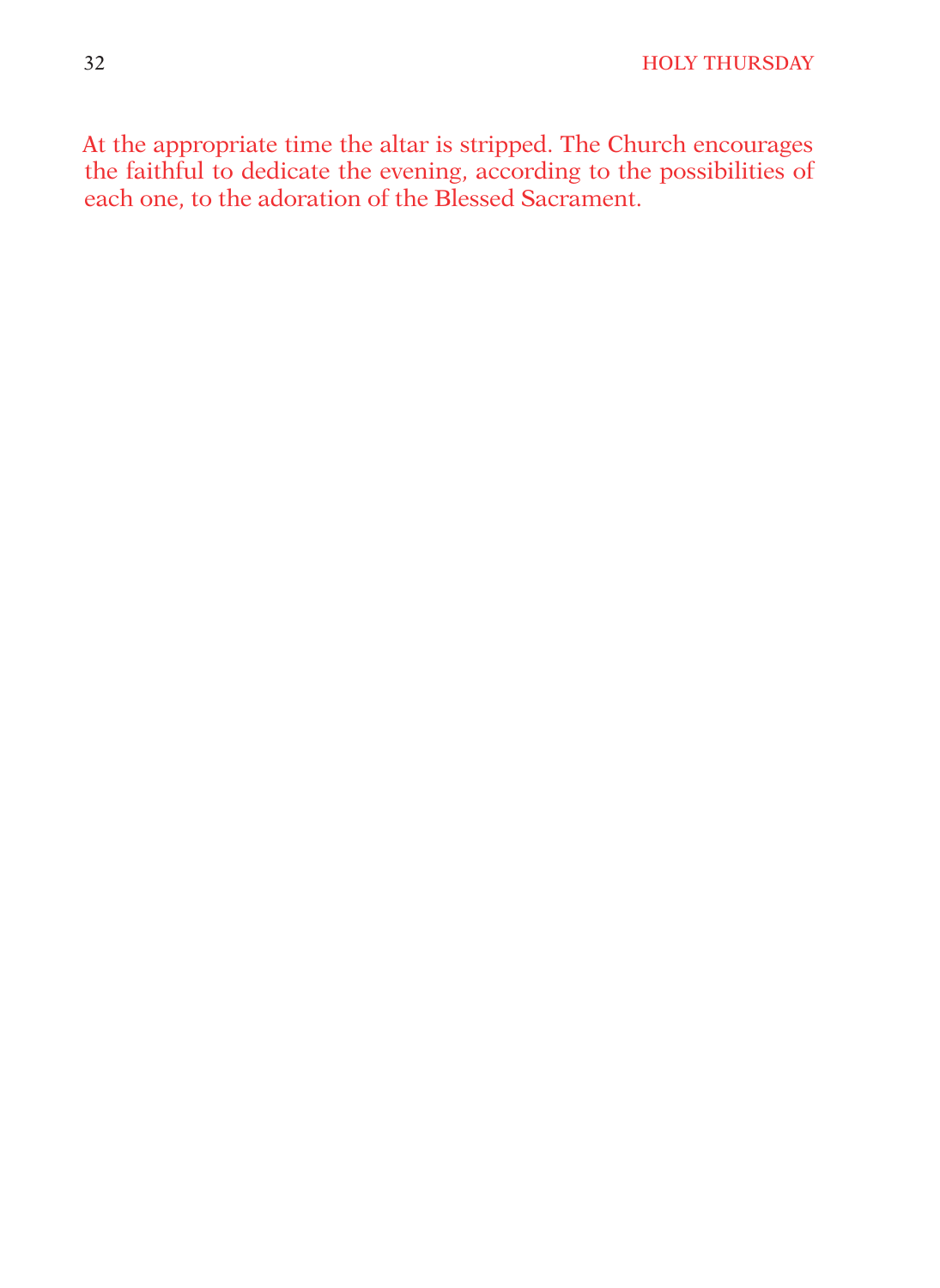At the appropriate time the altar is stripped. The Church encourages the faithful to dedicate the evening, according to the possibilities of each one, to the adoration of the Blessed Sacrament.